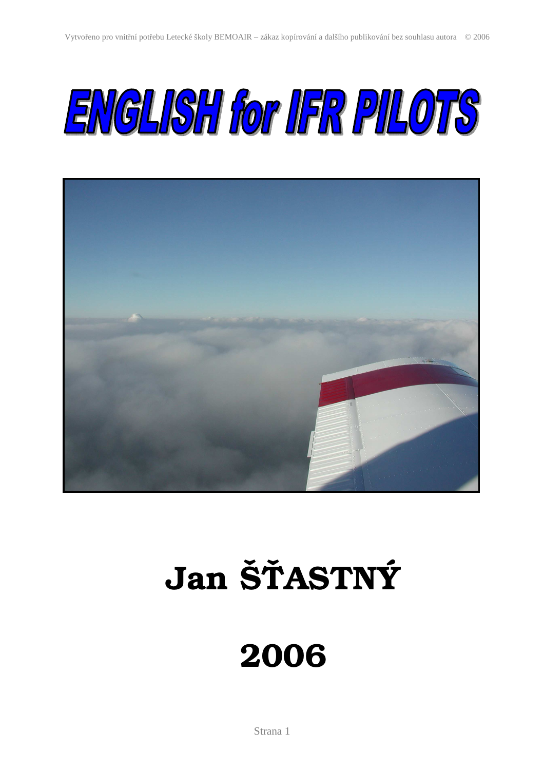# ENGLISH for IFR PILOTS

**Jan ŠŤASTNÝ**

**2006**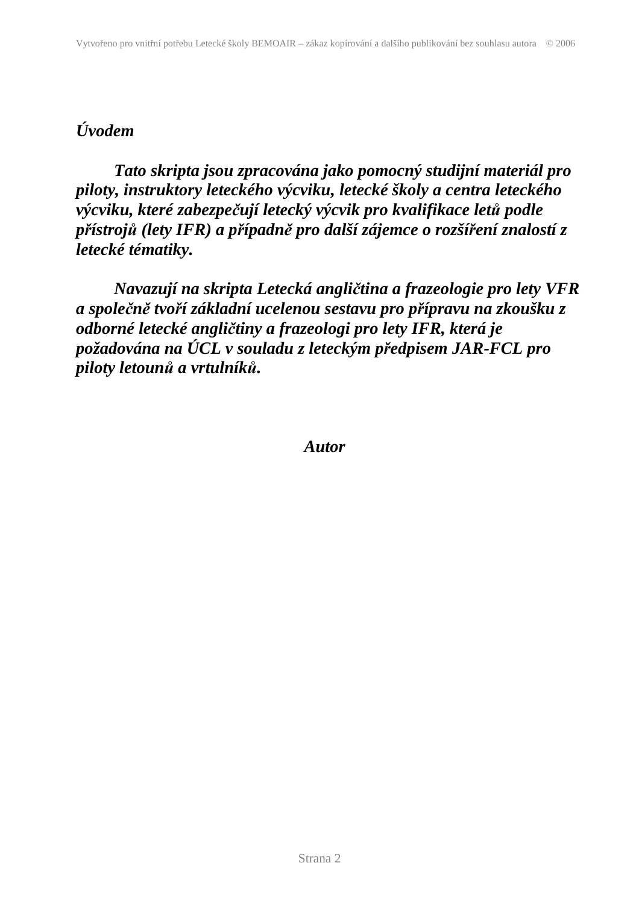***Úvodem***

***Tato skripta jsou zpracována jako pomocný studijní materiál pro piloty, instruktory leteckého výcviku, letecké školy a centra leteckého výcviku, které zabezpečují letecký výcvik pro kvalifikace letů podle přístrojů (lety IFR) a případně pro další zájemce o rozšíření znalostí z letecké tématiky.***

***Navazují na skripta Letecká angličtina a frazeologie pro lety VFR a společně tvoří základní ucelenou sestavu pro přípravu na zkoušku z odborné letecké angličtiny a frazeologi pro lety IFR, která je požadována na ÚCL v souladu z leteckým předpisem JAR-FCL pro piloty letounů a vrtulníků.***

***Autor***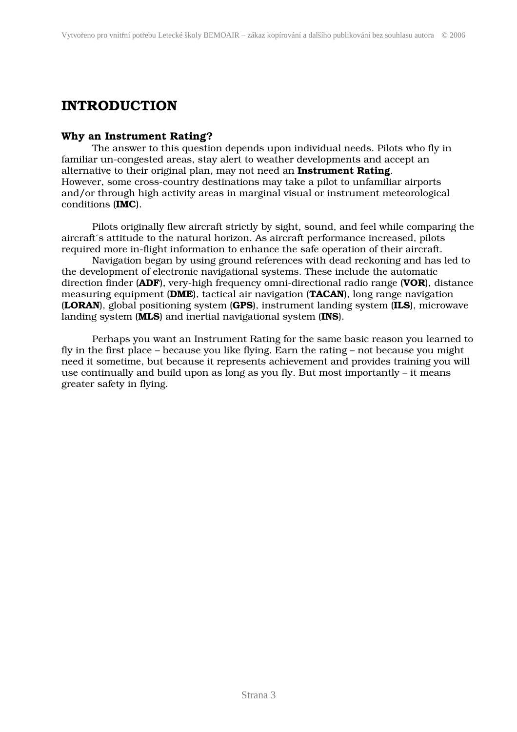# INTRODUCTION

### Why an Instrument Rating?

The answer to this question depends upon individual needs. Pilots who fly in familiar un-congested areas, stay alert to weather developments and accept an alternative to their original plan, may not need an **Instrument Rating**.
However, some cross-country destinations may take a pilot to unfamiliar airports and/or through high activity areas in marginal visual or instrument meteorological conditions (**IMC**).

Pilots originally flew aircraft strictly by sight, sound, and feel while comparing the aircraft´s attitude to the natural horizon. As aircraft performance increased, pilots required more in-flight information to enhance the safe operation of their aircraft.

Navigation began by using ground references with dead reckoning and has led to the development of electronic navigational systems. These include the automatic direction finder (**ADF**), very-high frequency omni-directional radio range (**VOR**), distance measuring equipment (**DME**), tactical air navigation (**TACAN**), long range navigation (**LORAN**), global positioning system (**GPS**), instrument landing system (**ILS**), microwave landing system (**MLS**) and inertial navigational system (**INS**).

Perhaps you want an Instrument Rating for the same basic reason you learned to fly in the first place – because you like flying. Earn the rating – not because you might need it sometime, but because it represents achievement and provides training you will use continually and build upon as long as you fly. But most importantly – it means greater safety in flying.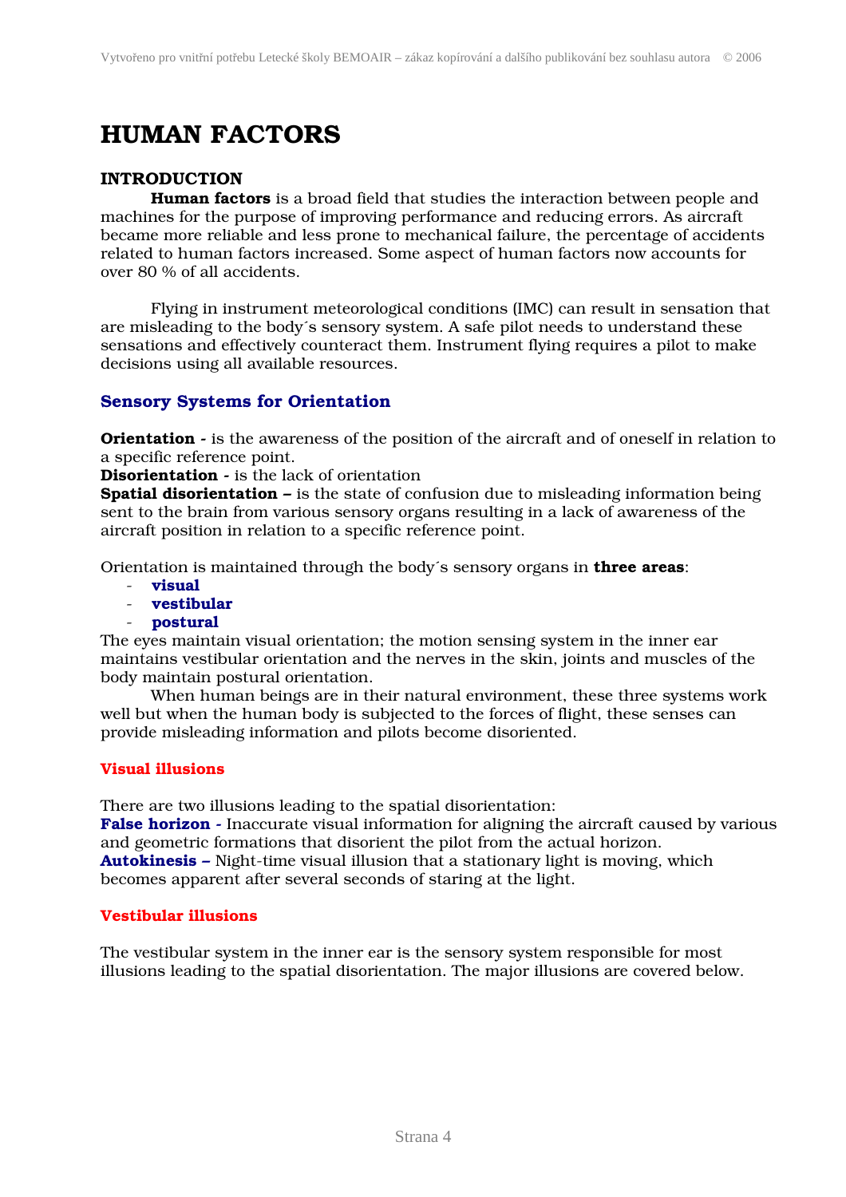# HUMAN FACTORS

## INTRODUCTION

**Human factors** is a broad field that studies the interaction between people and machines for the purpose of improving performance and reducing errors. As aircraft became more reliable and less prone to mechanical failure, the percentage of accidents related to human factors increased. Some aspect of human factors now accounts for over 80 % of all accidents.

Flying in instrument meteorological conditions (IMC) can result in sensation that are misleading to the body´s sensory system. A safe pilot needs to understand these sensations and effectively counteract them. Instrument flying requires a pilot to make decisions using all available resources.

### Sensory Systems for Orientation

**Orientation -** is the awareness of the position of the aircraft and of oneself in relation to a specific reference point.
**Disorientation -** is the lack of orientation
**Spatial disorientation –** is the state of confusion due to misleading information being sent to the brain from various sensory organs resulting in a lack of awareness of the aircraft position in relation to a specific reference point.

Orientation is maintained through the body´s sensory organs in **three areas**:

- **visual**
- **vestibular**
- **postural**

The eyes maintain visual orientation; the motion sensing system in the inner ear maintains vestibular orientation and the nerves in the skin, joints and muscles of the body maintain postural orientation.

When human beings are in their natural environment, these three systems work well but when the human body is subjected to the forces of flight, these senses can provide misleading information and pilots become disoriented.

#### Visual illusions

There are two illusions leading to the spatial disorientation:
**False horizon -** Inaccurate visual information for aligning the aircraft caused by various and geometric formations that disorient the pilot from the actual horizon.
**Autokinesis –** Night-time visual illusion that a stationary light is moving, which becomes apparent after several seconds of staring at the light.

#### Vestibular illusions

The vestibular system in the inner ear is the sensory system responsible for most illusions leading to the spatial disorientation. The major illusions are covered below.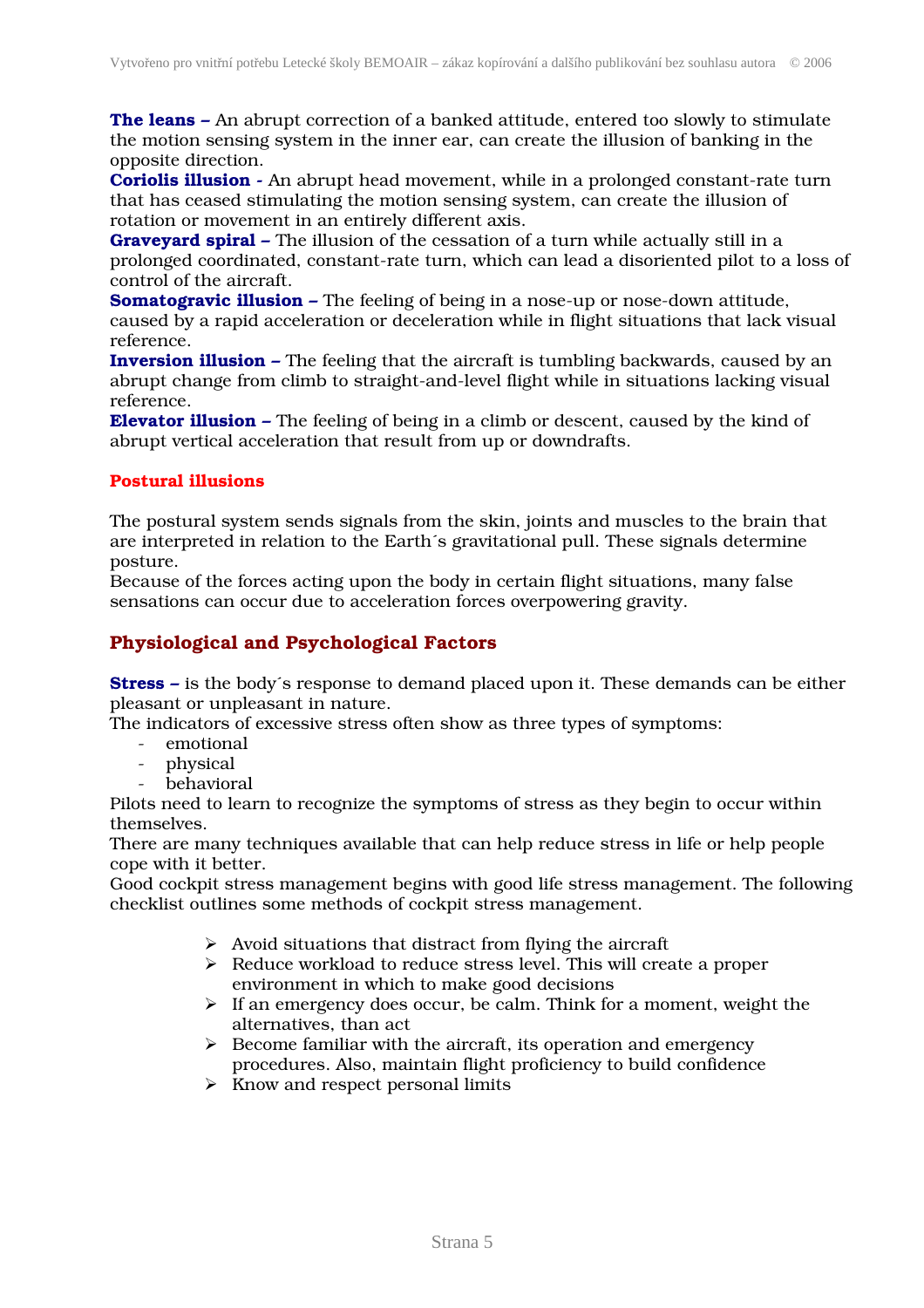**The leans –** An abrupt correction of a banked attitude, entered too slowly to stimulate the motion sensing system in the inner ear, can create the illusion of banking in the opposite direction.
**Coriolis illusion -** An abrupt head movement, while in a prolonged constant-rate turn that has ceased stimulating the motion sensing system, can create the illusion of rotation or movement in an entirely different axis.
**Graveyard spiral –** The illusion of the cessation of a turn while actually still in a prolonged coordinated, constant-rate turn, which can lead a disoriented pilot to a loss of control of the aircraft.
**Somatogravic illusion –** The feeling of being in a nose-up or nose-down attitude, caused by a rapid acceleration or deceleration while in flight situations that lack visual reference.
**Inversion illusion –** The feeling that the aircraft is tumbling backwards, caused by an abrupt change from climb to straight-and-level flight while in situations lacking visual reference.
**Elevator illusion –** The feeling of being in a climb or descent, caused by the kind of abrupt vertical acceleration that result from up or downdrafts.

### Postural illusions

The postural system sends signals from the skin, joints and muscles to the brain that are interpreted in relation to the Earth´s gravitational pull. These signals determine posture.
Because of the forces acting upon the body in certain flight situations, many false sensations can occur due to acceleration forces overpowering gravity.

## Physiological and Psychological Factors

**Stress –** is the body´s response to demand placed upon it. These demands can be either pleasant or unpleasant in nature.
The indicators of excessive stress often show as three types of symptoms:

- emotional
- physical
- behavioral

Pilots need to learn to recognize the symptoms of stress as they begin to occur within themselves.
There are many techniques available that can help reduce stress in life or help people cope with it better.
Good cockpit stress management begins with good life stress management. The following checklist outlines some methods of cockpit stress management.

- Avoid situations that distract from flying the aircraft
- Reduce workload to reduce stress level. This will create a proper environment in which to make good decisions
- If an emergency does occur, be calm. Think for a moment, weight the alternatives, than act
- Become familiar with the aircraft, its operation and emergency procedures. Also, maintain flight proficiency to build confidence
- Know and respect personal limits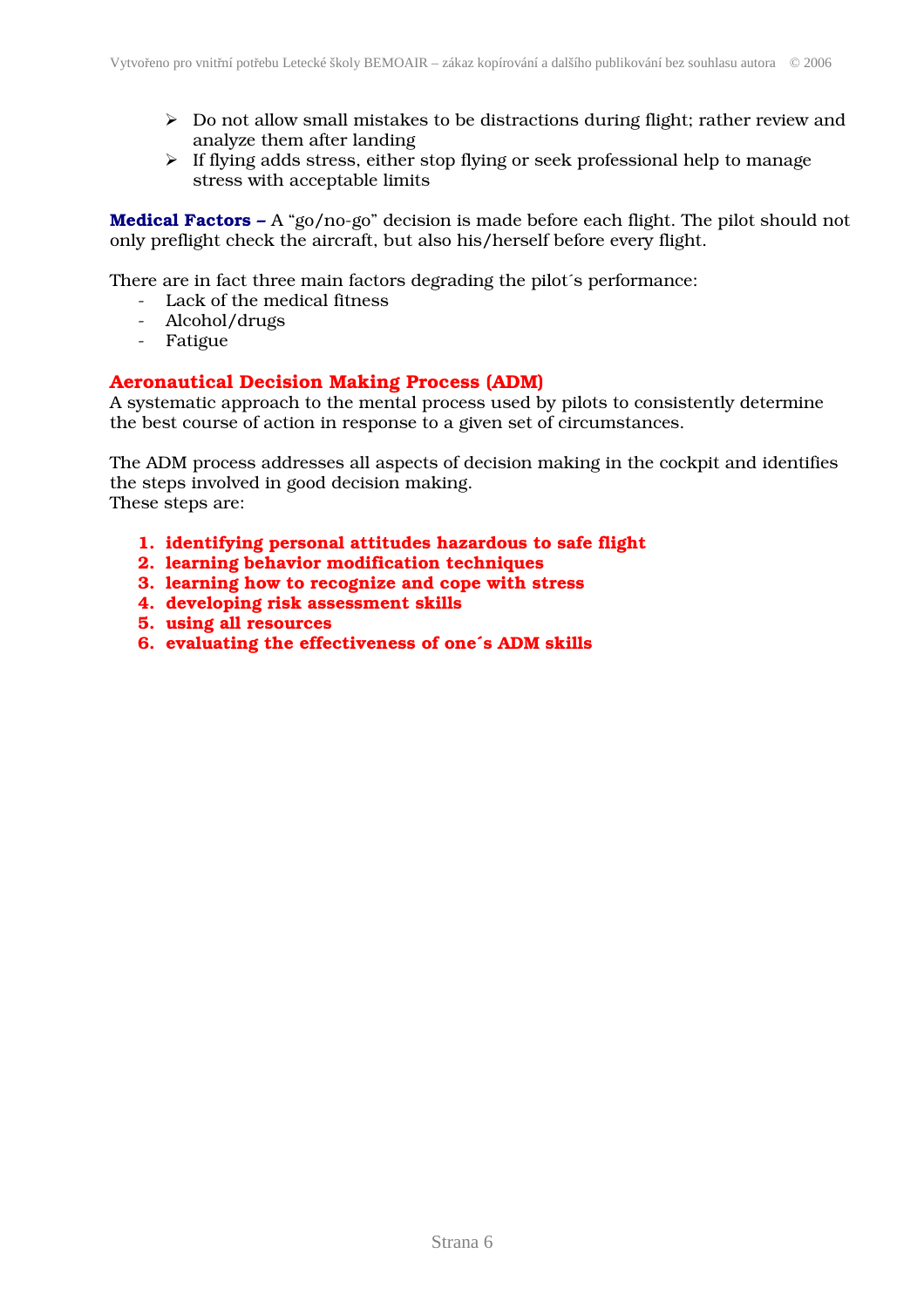- Do not allow small mistakes to be distractions during flight; rather review and analyze them after landing
- If flying adds stress, either stop flying or seek professional help to manage stress with acceptable limits

**Medical Factors –** A “go/no-go” decision is made before each flight. The pilot should not only preflight check the aircraft, but also his/herself before every flight.

There are in fact three main factors degrading the pilot´s performance:

- Lack of the medical fitness
- Alcohol/drugs
- Fatigue

## Aeronautical Decision Making Process (ADM)

A systematic approach to the mental process used by pilots to consistently determine the best course of action in response to a given set of circumstances.

The ADM process addresses all aspects of decision making in the cockpit and identifies the steps involved in good decision making.
These steps are:

1. **identifying personal attitudes hazardous to safe flight**
2. **learning behavior modification techniques**
3. **learning how to recognize and cope with stress**
4. **developing risk assessment skills**
5. **using all resources**
6. **evaluating the effectiveness of one´s ADM skills**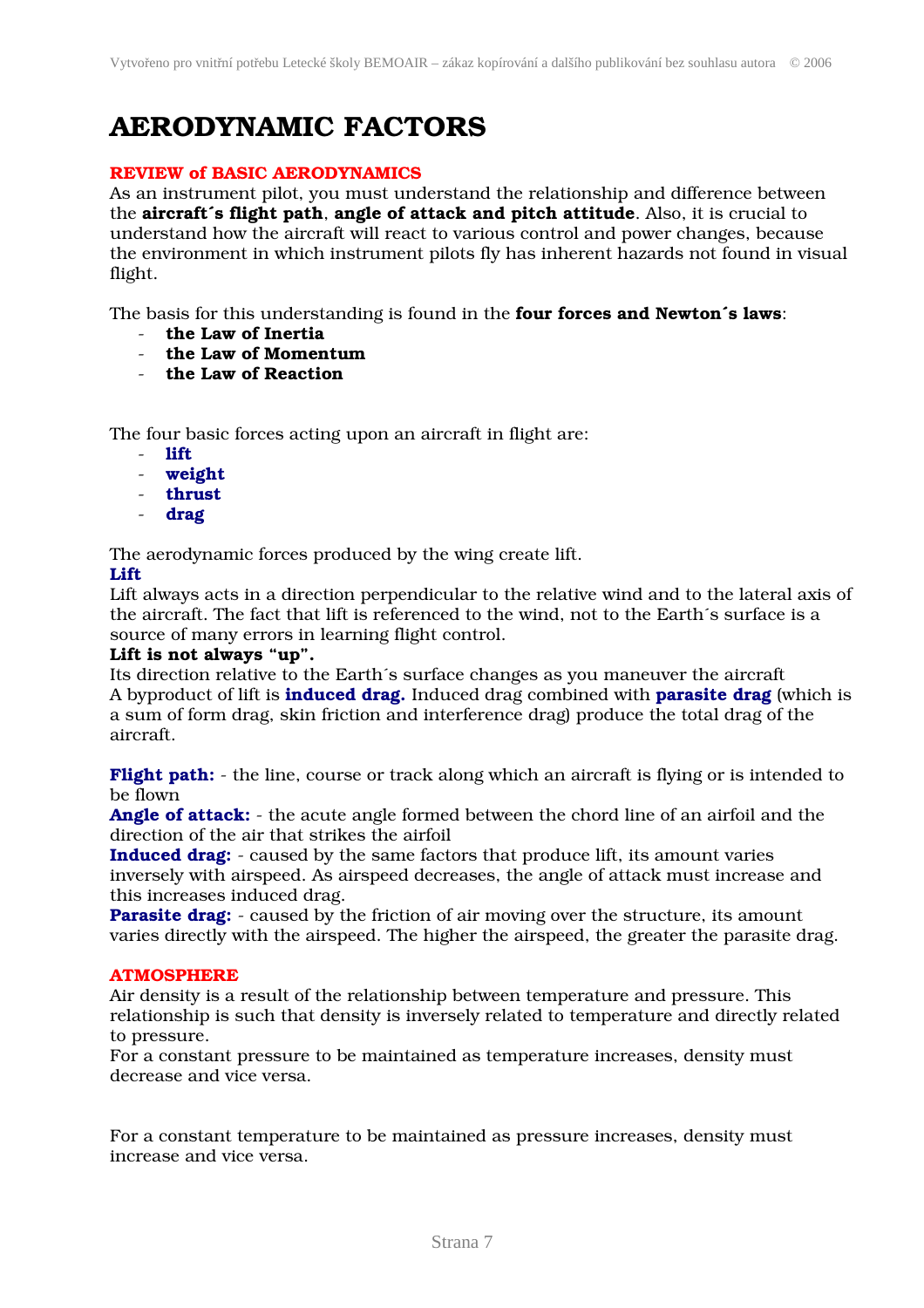# AERODYNAMIC FACTORS

## REVIEW of BASIC AERODYNAMICS

As an instrument pilot, you must understand the relationship and difference between the **aircraft´s flight path**, **angle of attack and pitch attitude**. Also, it is crucial to understand how the aircraft will react to various control and power changes, because the environment in which instrument pilots fly has inherent hazards not found in visual flight.

The basis for this understanding is found in the **four forces and Newton´s laws**:

- **the Law of Inertia**
- **the Law of Momentum**
- **the Law of Reaction**

The four basic forces acting upon an aircraft in flight are:

- **lift**
- **weight**
- **thrust**
- **drag**

The aerodynamic forces produced by the wing create lift.

**Lift**

Lift always acts in a direction perpendicular to the relative wind and to the lateral axis of the aircraft. The fact that lift is referenced to the wind, not to the Earth´s surface is a source of many errors in learning flight control.

**Lift is not always "up".**

Its direction relative to the Earth´s surface changes as you maneuver the aircraft
A byproduct of lift is **induced drag.** Induced drag combined with **parasite drag** (which is a sum of form drag, skin friction and interference drag) produce the total drag of the aircraft.

**Flight path:** - the line, course or track along which an aircraft is flying or is intended to be flown
**Angle of attack:** - the acute angle formed between the chord line of an airfoil and the direction of the air that strikes the airfoil
**Induced drag:** - caused by the same factors that produce lift, its amount varies inversely with airspeed. As airspeed decreases, the angle of attack must increase and this increases induced drag.
**Parasite drag:** - caused by the friction of air moving over the structure, its amount varies directly with the airspeed. The higher the airspeed, the greater the parasite drag.

## ATMOSPHERE

Air density is a result of the relationship between temperature and pressure. This relationship is such that density is inversely related to temperature and directly related to pressure.
For a constant pressure to be maintained as temperature increases, density must decrease and vice versa.

For a constant temperature to be maintained as pressure increases, density must increase and vice versa.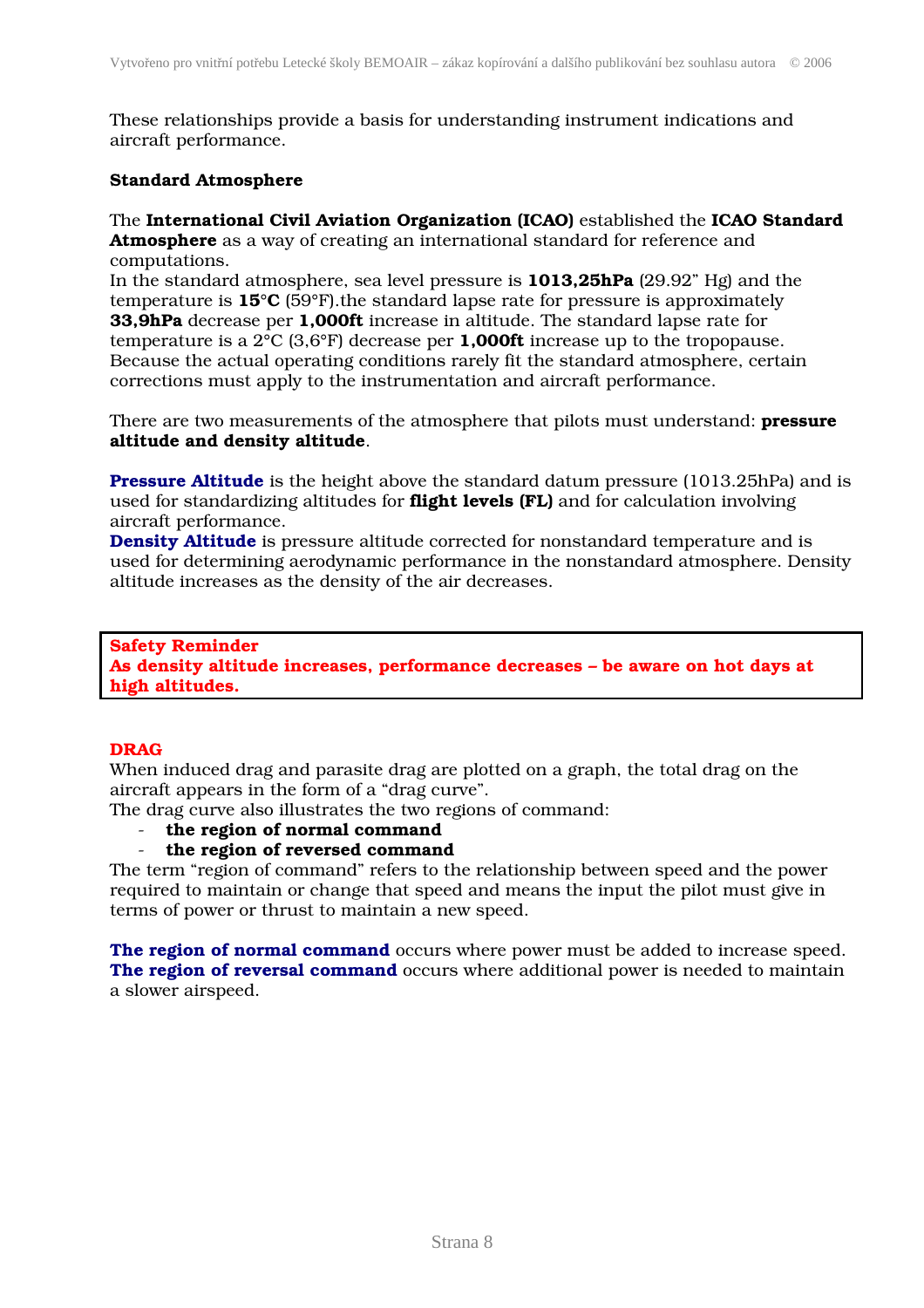These relationships provide a basis for understanding instrument indications and aircraft performance.

**Standard Atmosphere**

The **International Civil Aviation Organization (ICAO)** established the **ICAO Standard Atmosphere** as a way of creating an international standard for reference and computations.
In the standard atmosphere, sea level pressure is **1013,25hPa** (29.92" Hg) and the temperature is **15°C** (59°F).the standard lapse rate for pressure is approximately **33,9hPa** decrease per **1,000ft** increase in altitude. The standard lapse rate for temperature is a 2°C (3,6°F) decrease per **1,000ft** increase up to the tropopause. Because the actual operating conditions rarely fit the standard atmosphere, certain corrections must apply to the instrumentation and aircraft performance.

There are two measurements of the atmosphere that pilots must understand: **pressure altitude and density altitude**.

**Pressure Altitude** is the height above the standard datum pressure (1013.25hPa) and is used for standardizing altitudes for **flight levels (FL)** and for calculation involving aircraft performance.
**Density Altitude** is pressure altitude corrected for nonstandard temperature and is used for determining aerodynamic performance in the nonstandard atmosphere. Density altitude increases as the density of the air decreases.

> **Safety Reminder**
> **As density altitude increases, performance decreases – be aware on hot days at high altitudes.**

**DRAG**

When induced drag and parasite drag are plotted on a graph, the total drag on the aircraft appears in the form of a "drag curve".
The drag curve also illustrates the two regions of command:

- **the region of normal command**
- **the region of reversed command**

The term "region of command" refers to the relationship between speed and the power required to maintain or change that speed and means the input the pilot must give in terms of power or thrust to maintain a new speed.

**The region of normal command** occurs where power must be added to increase speed.
**The region of reversal command** occurs where additional power is needed to maintain a slower airspeed.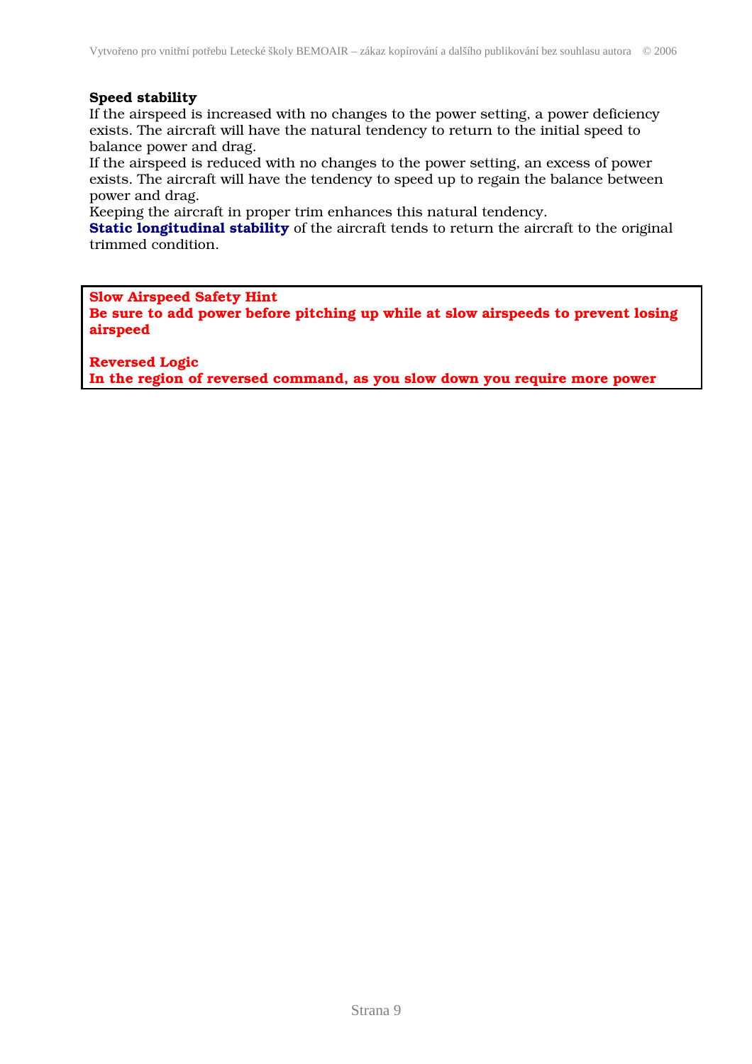**Speed stability**

If the airspeed is increased with no changes to the power setting, a power deficiency exists. The aircraft will have the natural tendency to return to the initial speed to balance power and drag.
If the airspeed is reduced with no changes to the power setting, an excess of power exists. The aircraft will have the tendency to speed up to regain the balance between power and drag.
Keeping the aircraft in proper trim enhances this natural tendency.
**Static longitudinal stability** of the aircraft tends to return the aircraft to the original trimmed condition.

**Slow Airspeed Safety Hint**
**Be sure to add power before pitching up while at slow airspeeds to prevent losing airspeed**

**Reversed Logic**
**In the region of reversed command, as you slow down you require more power**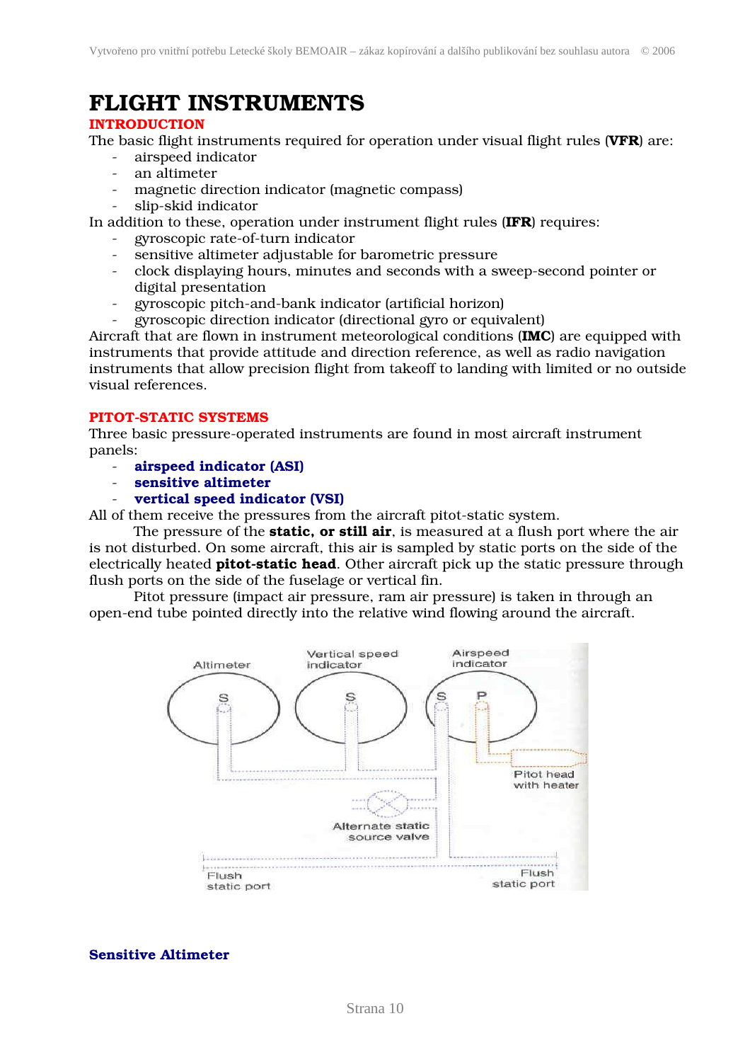# FLIGHT INSTRUMENTS

## INTRODUCTION

The basic flight instruments required for operation under visual flight rules (**VFR**) are:

- airspeed indicator
- an altimeter
- magnetic direction indicator (magnetic compass)
- slip-skid indicator

In addition to these, operation under instrument flight rules (**IFR**) requires:

- gyroscopic rate-of-turn indicator
- sensitive altimeter adjustable for barometric pressure
- clock displaying hours, minutes and seconds with a sweep-second pointer or digital presentation
- gyroscopic pitch-and-bank indicator (artificial horizon)
- gyroscopic direction indicator (directional gyro or equivalent)

Aircraft that are flown in instrument meteorological conditions (**IMC**) are equipped with instruments that provide attitude and direction reference, as well as radio navigation instruments that allow precision flight from takeoff to landing with limited or no outside visual references.

## PITOT-STATIC SYSTEMS

Three basic pressure-operated instruments are found in most aircraft instrument panels:

- **airspeed indicator (ASI)**
- **sensitive altimeter**
- **vertical speed indicator (VSI)**

All of them receive the pressures from the aircraft pitot-static system.

The pressure of the **static, or still air**, is measured at a flush port where the air is not disturbed. On some aircraft, this air is sampled by static ports on the side of the electrically heated **pitot-static head**. Other aircraft pick up the static pressure through flush ports on the side of the fuselage or vertical fin.

Pitot pressure (impact air pressure, ram air pressure) is taken in through an open-end tube pointed directly into the relative wind flowing around the aircraft.

### Sensitive Altimeter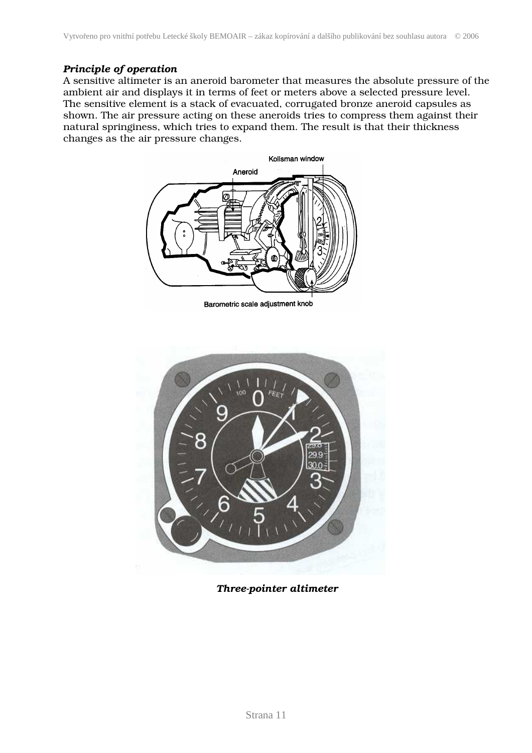***Principle of operation***

A sensitive altimeter is an aneroid barometer that measures the absolute pressure of the ambient air and displays it in terms of feet or meters above a selected pressure level. The sensitive element is a stack of evacuated, corrugated bronze aneroid capsules as shown. The air pressure acting on these aneroids tries to compress them against their natural springiness, which tries to expand them. The result is that their thickness changes as the air pressure changes.

***Three-pointer altimeter***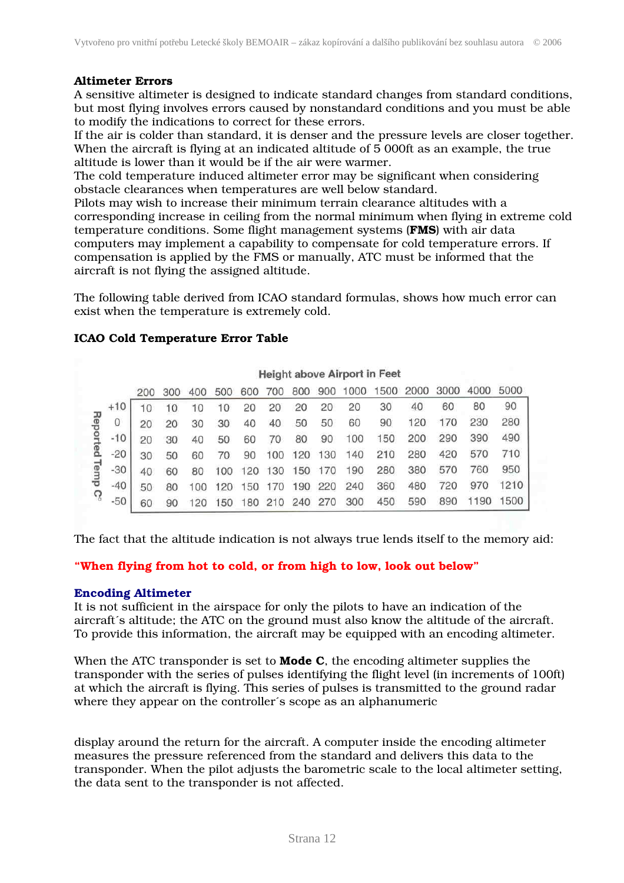**Altimeter Errors**

A sensitive altimeter is designed to indicate standard changes from standard conditions, but most flying involves errors caused by nonstandard conditions and you must be able to modify the indications to correct for these errors.

If the air is colder than standard, it is denser and the pressure levels are closer together. When the aircraft is flying at an indicated altitude of 5 000ft as an example, the true altitude is lower than it would be if the air were warmer.

The cold temperature induced altimeter error may be significant when considering obstacle clearances when temperatures are well below standard.

Pilots may wish to increase their minimum terrain clearance altitudes with a corresponding increase in ceiling from the normal minimum when flying in extreme cold temperature conditions. Some flight management systems (**FMS**) with air data computers may implement a capability to compensate for cold temperature errors. If compensation is applied by the FMS or manually, ATC must be informed that the aircraft is not flying the assigned altitude.

The following table derived from ICAO standard formulas, shows how much error can exist when the temperature is extremely cold.

**ICAO Cold Temperature Error Table**

| Reported Temp C° | Height above Airport in Feet | | | | | | | | | | | | | |
|---|---|---|---|---|---|---|---|---|---|---|---|---|---|---|
| | 200 | 300 | 400 | 500 | 600 | 700 | 800 | 900 | 1000 | 1500 | 2000 | 3000 | 4000 | 5000 |
| +10 | 10 | 10 | 10 | 10 | 20 | 20 | 20 | 20 | 20 | 30 | 40 | 60 | 80 | 90 |
| 0 | 20 | 20 | 30 | 30 | 40 | 40 | 50 | 50 | 60 | 90 | 120 | 170 | 230 | 280 |
| -10 | 20 | 30 | 40 | 50 | 60 | 70 | 80 | 90 | 100 | 150 | 200 | 290 | 390 | 490 |
| -20 | 30 | 50 | 60 | 70 | 90 | 100 | 120 | 130 | 140 | 210 | 280 | 420 | 570 | 710 |
| -30 | 40 | 60 | 80 | 100 | 120 | 130 | 150 | 170 | 190 | 280 | 380 | 570 | 760 | 950 |
| -40 | 50 | 80 | 100 | 120 | 150 | 170 | 190 | 220 | 240 | 360 | 480 | 720 | 970 | 1210 |
| -50 | 60 | 90 | 120 | 150 | 180 | 210 | 240 | 270 | 300 | 450 | 590 | 890 | 1190 | 1500 |

The fact that the altitude indication is not always true lends itself to the memory aid:

**"When flying from hot to cold, or from high to low, look out below"**

**Encoding Altimeter**

It is not sufficient in the airspace for only the pilots to have an indication of the aircraft´s altitude; the ATC on the ground must also know the altitude of the aircraft. To provide this information, the aircraft may be equipped with an encoding altimeter.

When the ATC transponder is set to **Mode C**, the encoding altimeter supplies the transponder with the series of pulses identifying the flight level (in increments of 100ft) at which the aircraft is flying. This series of pulses is transmitted to the ground radar where they appear on the controller´s scope as an alphanumeric

display around the return for the aircraft. A computer inside the encoding altimeter measures the pressure referenced from the standard and delivers this data to the transponder. When the pilot adjusts the barometric scale to the local altimeter setting, the data sent to the transponder is not affected.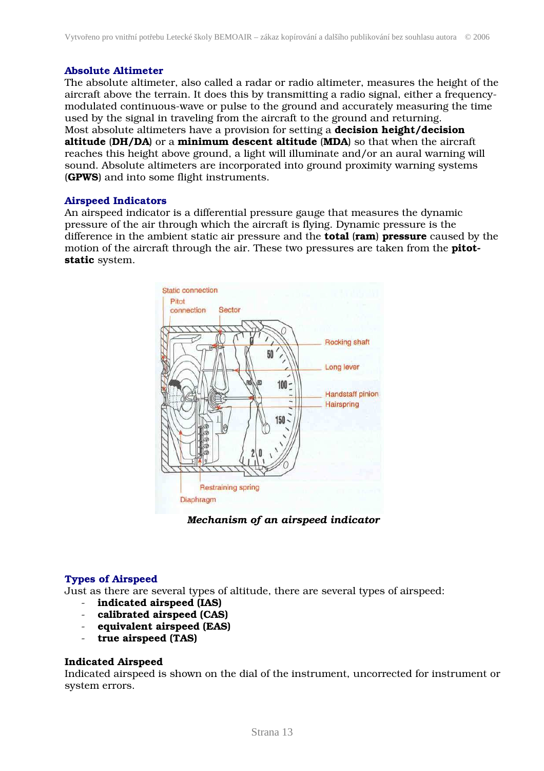### Absolute Altimeter

The absolute altimeter, also called a radar or radio altimeter, measures the height of the aircraft above the terrain. It does this by transmitting a radio signal, either a frequency-modulated continuous-wave or pulse to the ground and accurately measuring the time used by the signal in traveling from the aircraft to the ground and returning.
Most absolute altimeters have a provision for setting a **decision height/decision altitude** (**DH/DA**) or a **minimum descent altitude** (**MDA**) so that when the aircraft reaches this height above ground, a light will illuminate and/or an aural warning will sound. Absolute altimeters are incorporated into ground proximity warning systems (**GPWS**) and into some flight instruments.

### Airspeed Indicators

An airspeed indicator is a differential pressure gauge that measures the dynamic pressure of the air through which the aircraft is flying. Dynamic pressure is the difference in the ambient static air pressure and the **total** (**ram**) **pressure** caused by the motion of the aircraft through the air. These two pressures are taken from the **pitot-static** system.

***Mechanism of an airspeed indicator***

### Types of Airspeed

Just as there are several types of altitude, there are several types of airspeed:

- **indicated airspeed (IAS)**
- **calibrated airspeed (CAS)**
- **equivalent airspeed (EAS)**
- **true airspeed (TAS)**

**Indicated Airspeed**

Indicated airspeed is shown on the dial of the instrument, uncorrected for instrument or system errors.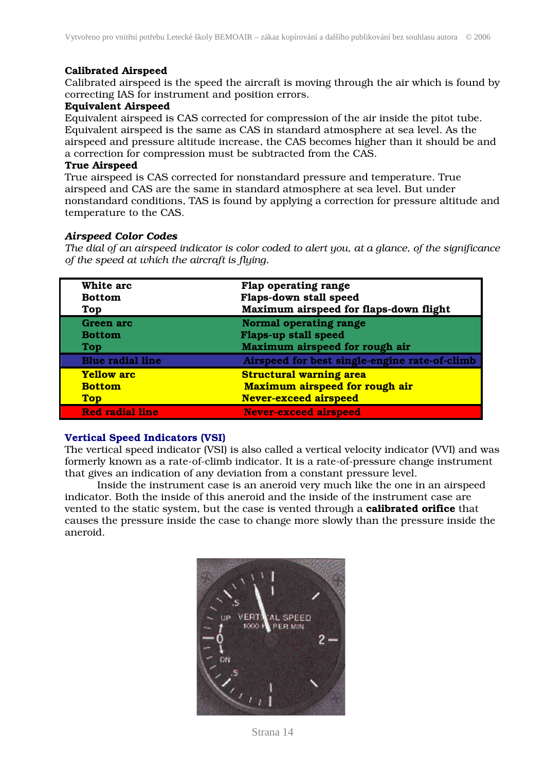**Calibrated Airspeed**
Calibrated airspeed is the speed the aircraft is moving through the air which is found by correcting IAS for instrument and position errors.
**Equivalent Airspeed**
Equivalent airspeed is CAS corrected for compression of the air inside the pitot tube. Equivalent airspeed is the same as CAS in standard atmosphere at sea level. As the airspeed and pressure altitude increase, the CAS becomes higher than it should be and a correction for compression must be subtracted from the CAS.
**True Airspeed**
True airspeed is CAS corrected for nonstandard pressure and temperature. True airspeed and CAS are the same in standard atmosphere at sea level. But under nonstandard conditions, TAS is found by applying a correction for pressure altitude and temperature to the CAS.

***Airspeed Color Codes***
*The dial of an airspeed indicator is color coded to alert you, at a glance, of the significance of the speed at which the aircraft is flying.*

| | |
|---|---|
| **White arc** | **Flap operating range** |
| **Bottom** | **Flaps-down stall speed** |
| **Top** | **Maximum airspeed for flaps-down flight** |
| **Green arc** | **Normal operating range** |
| **Bottom** | **Flaps-up stall speed** |
| **Top** | **Maximum airspeed for rough air** |
| **Blue radial line** | **Airspeed for best single-engine rate-of-climb** |
| **Yellow arc** | **Structural warning area** |
| **Bottom** | **Maximum airspeed for rough air** |
| **Top** | **Never-exceed airspeed** |
| **Red radial line** | **Never-exceed airspeed** |

## Vertical Speed Indicators (VSI)

The vertical speed indicator (VSI) is also called a vertical velocity indicator (VVI) and was formerly known as a rate-of-climb indicator. It is a rate-of-pressure change instrument that gives an indication of any deviation from a constant pressure level.

Inside the instrument case is an aneroid very much like the one in an airspeed indicator. Both the inside of this aneroid and the inside of the instrument case are vented to the static system, but the case is vented through a **calibrated orifice** that causes the pressure inside the case to change more slowly than the pressure inside the aneroid.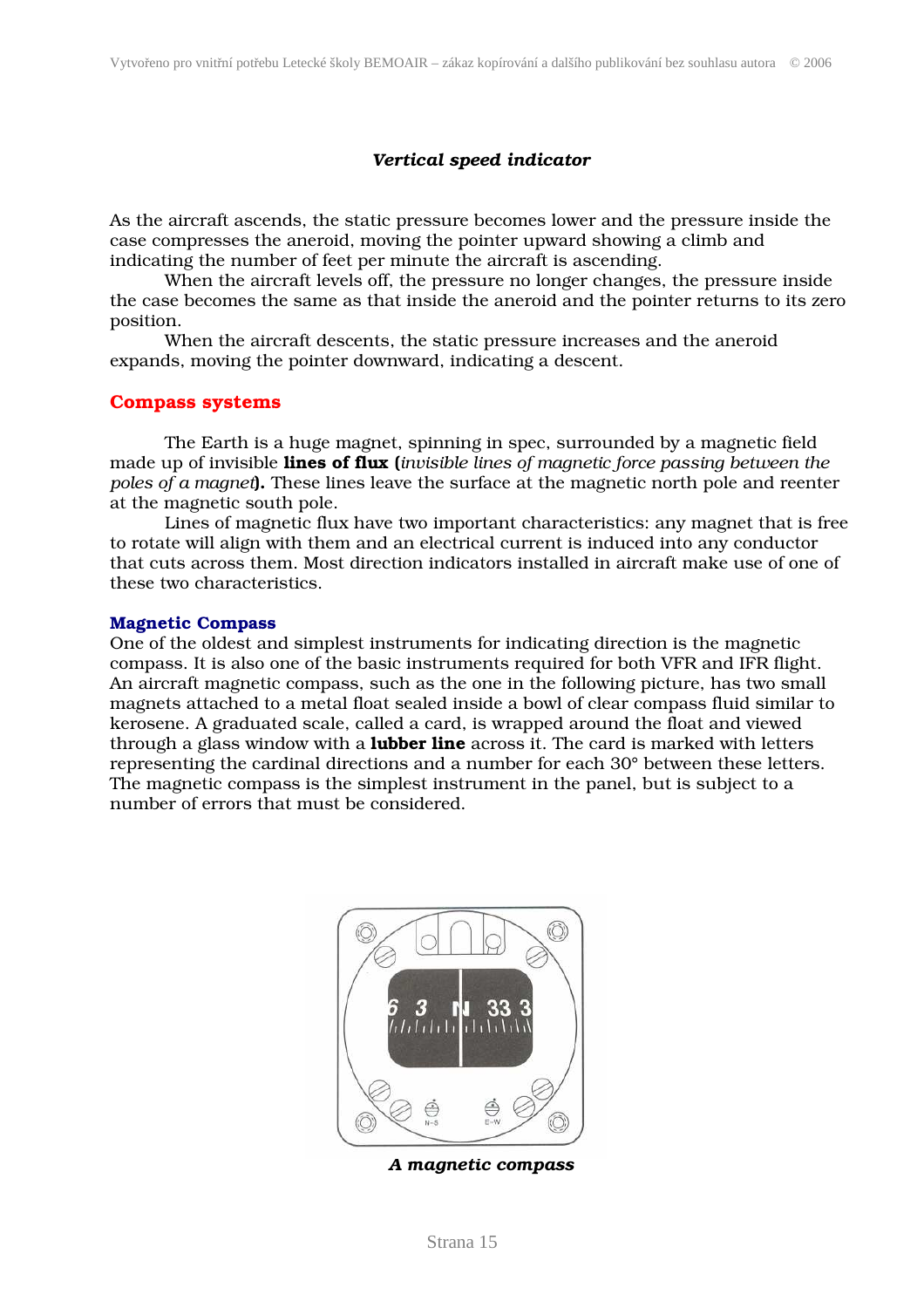### *Vertical speed indicator*

As the aircraft ascends, the static pressure becomes lower and the pressure inside the case compresses the aneroid, moving the pointer upward showing a climb and indicating the number of feet per minute the aircraft is ascending.

When the aircraft levels off, the pressure no longer changes, the pressure inside the case becomes the same as that inside the aneroid and the pointer returns to its zero position.

When the aircraft descends, the static pressure increases and the aneroid expands, moving the pointer downward, indicating a descent.

## Compass systems

The Earth is a huge magnet, spinning in spec, surrounded by a magnetic field made up of invisible **lines of flux (***invisible lines of magnetic force passing between the poles of a magnet***).** These lines leave the surface at the magnetic north pole and reenter at the magnetic south pole.

Lines of magnetic flux have two important characteristics: any magnet that is free to rotate will align with them and an electrical current is induced into any conductor that cuts across them. Most direction indicators installed in aircraft make use of one of these two characteristics.

### Magnetic Compass

One of the oldest and simplest instruments for indicating direction is the magnetic compass. It is also one of the basic instruments required for both VFR and IFR flight. An aircraft magnetic compass, such as the one in the following picture, has two small magnets attached to a metal float sealed inside a bowl of clear compass fluid similar to kerosene. A graduated scale, called a card, is wrapped around the float and viewed through a glass window with a **lubber line** across it. The card is marked with letters representing the cardinal directions and a number for each 30° between these letters. The magnetic compass is the simplest instrument in the panel, but is subject to a number of errors that must be considered.

***A magnetic compass***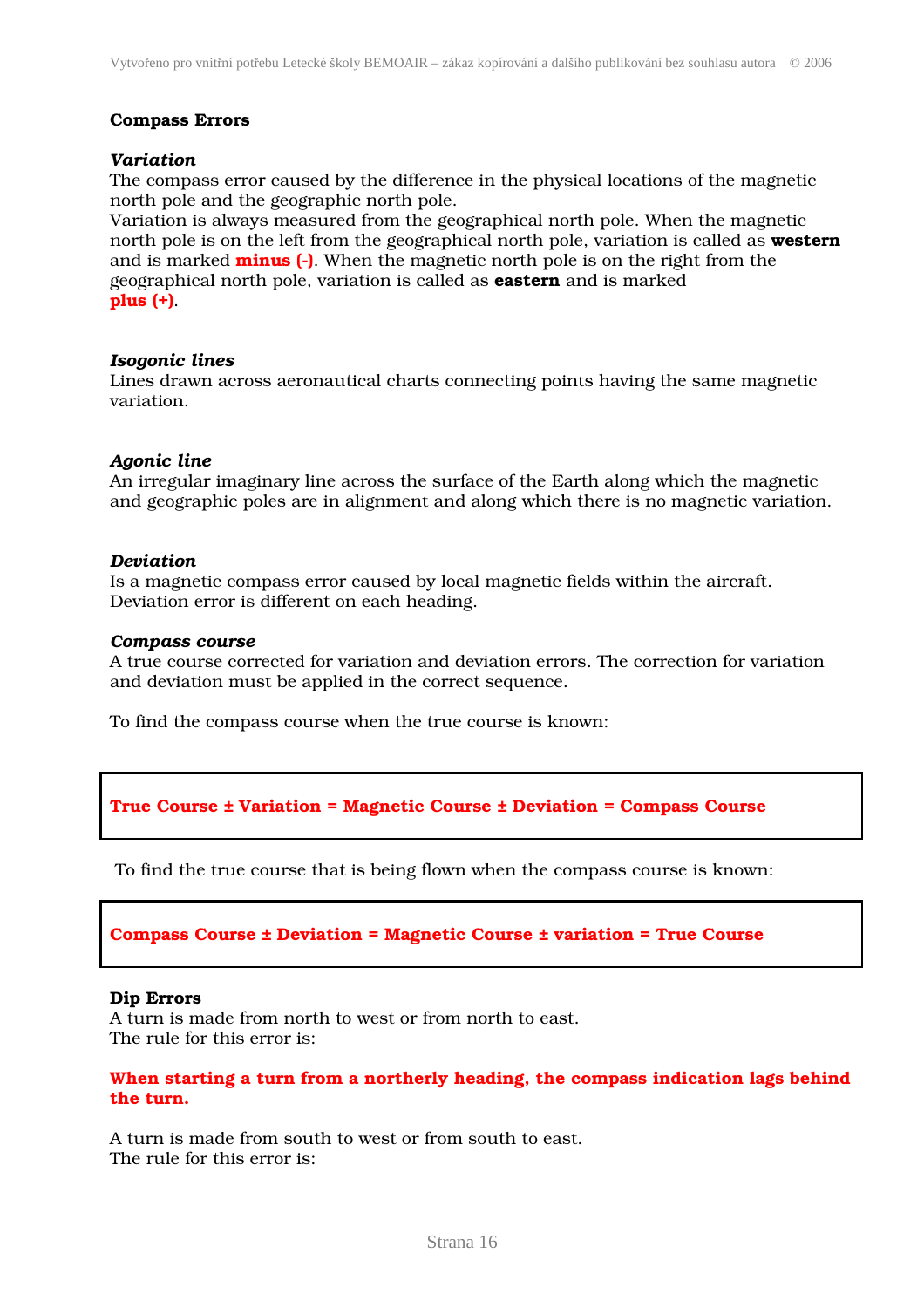## Compass Errors

### *Variation*

The compass error caused by the difference in the physical locations of the magnetic north pole and the geographic north pole.
Variation is always measured from the geographical north pole. When the magnetic north pole is on the left from the geographical north pole, variation is called as **western** and is marked **minus (-)**. When the magnetic north pole is on the right from the geographical north pole, variation is called as **eastern** and is marked **plus (+)**.

### *Isogonic lines*

Lines drawn across aeronautical charts connecting points having the same magnetic variation.

### *Agonic line*

An irregular imaginary line across the surface of the Earth along which the magnetic and geographic poles are in alignment and along which there is no magnetic variation.

### *Deviation*

Is a magnetic compass error caused by local magnetic fields within the aircraft. Deviation error is different on each heading.

### *Compass course*

A true course corrected for variation and deviation errors. The correction for variation and deviation must be applied in the correct sequence.

To find the compass course when the true course is known:

**True Course ± Variation = Magnetic Course ± Deviation = Compass Course**

To find the true course that is being flown when the compass course is known:

**Compass Course ± Deviation = Magnetic Course ± variation = True Course**

### Dip Errors

A turn is made from north to west or from north to east.
The rule for this error is:

**When starting a turn from a northerly heading, the compass indication lags behind the turn.**

A turn is made from south to west or from south to east.
The rule for this error is: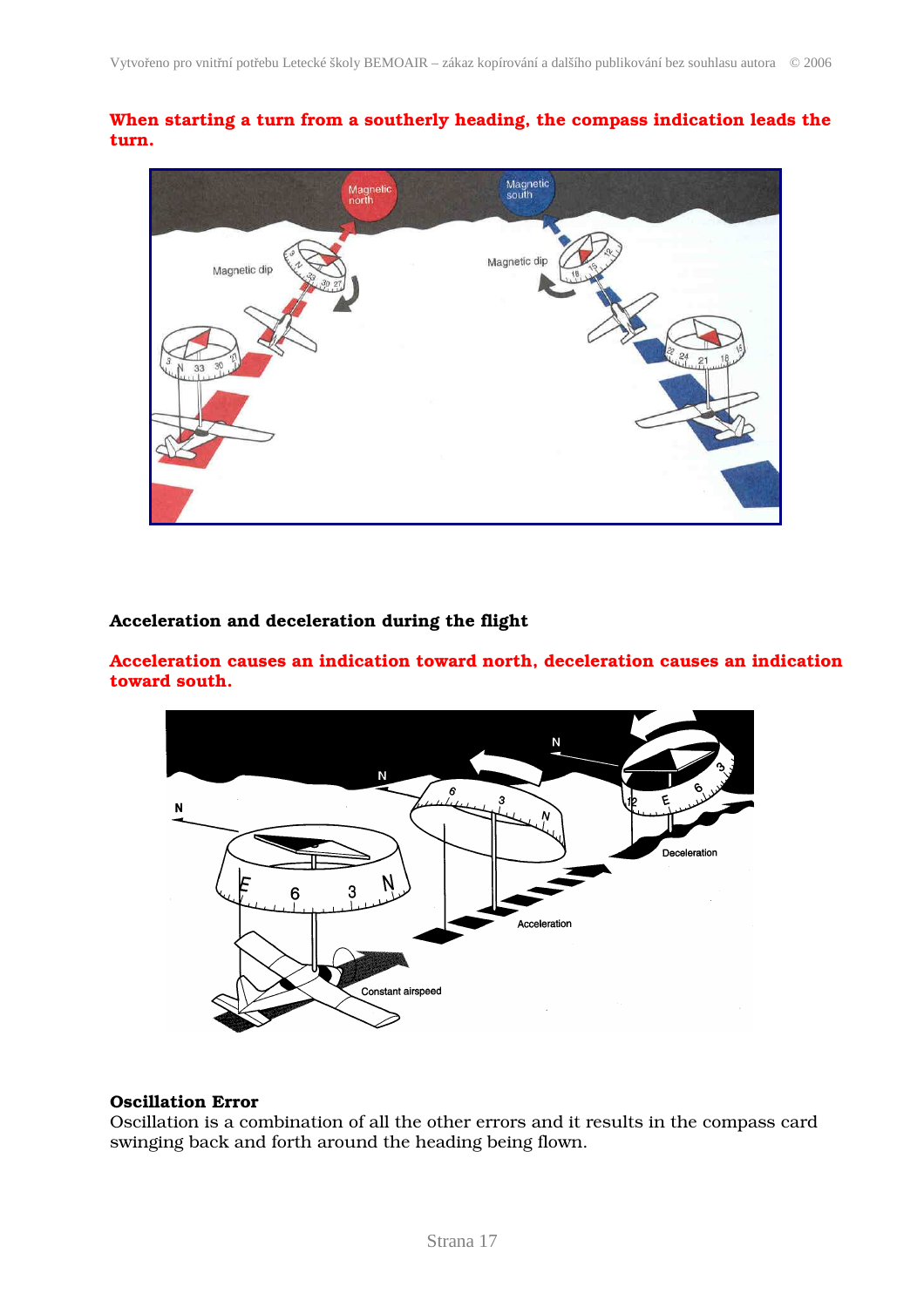**When starting a turn from a southerly heading, the compass indication leads the turn.**

### Acceleration and deceleration during the flight

**Acceleration causes an indication toward north, deceleration causes an indication toward south.**

### Oscillation Error

Oscillation is a combination of all the other errors and it results in the compass card swinging back and forth around the heading being flown.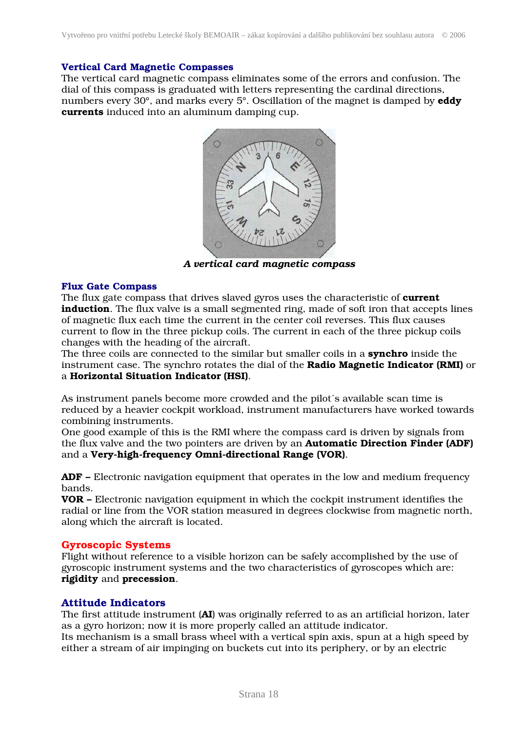### Vertical Card Magnetic Compasses

The vertical card magnetic compass eliminates some of the errors and confusion. The dial of this compass is graduated with letters representing the cardinal directions, numbers every 30°, and marks every 5°. Oscillation of the magnet is damped by **eddy currents** induced into an aluminum damping cup.

***A vertical card magnetic compass***

### Flux Gate Compass

The flux gate compass that drives slaved gyros uses the characteristic of **current induction**. The flux valve is a small segmented ring, made of soft iron that accepts lines of magnetic flux each time the current in the center coil reverses. This flux causes current to flow in the three pickup coils. The current in each of the three pickup coils changes with the heading of the aircraft.
The three coils are connected to the similar but smaller coils in a **synchro** inside the instrument case. The synchro rotates the dial of the **Radio Magnetic Indicator (RMI)** or a **Horizontal Situation Indicator (HSI)**.

As instrument panels become more crowded and the pilot´s available scan time is reduced by a heavier cockpit workload, instrument manufacturers have worked towards combining instruments.
One good example of this is the RMI where the compass card is driven by signals from the flux valve and the two pointers are driven by an **Automatic Direction Finder (ADF)** and a **Very-high-frequency Omni-directional Range (VOR)**.

**ADF –** Electronic navigation equipment that operates in the low and medium frequency bands.
**VOR –** Electronic navigation equipment in which the cockpit instrument identifies the radial or line from the VOR station measured in degrees clockwise from magnetic north, along which the aircraft is located.

## Gyroscopic Systems

Flight without reference to a visible horizon can be safely accomplished by the use of gyroscopic instrument systems and the two characteristics of gyroscopes which are: **rigidity** and **precession**.

### Attitude Indicators

The first attitude instrument (**AI**) was originally referred to as an artificial horizon, later as a gyro horizon; now it is more properly called an attitude indicator.
Its mechanism is a small brass wheel with a vertical spin axis, spun at a high speed by either a stream of air impinging on buckets cut into its periphery, or by an electric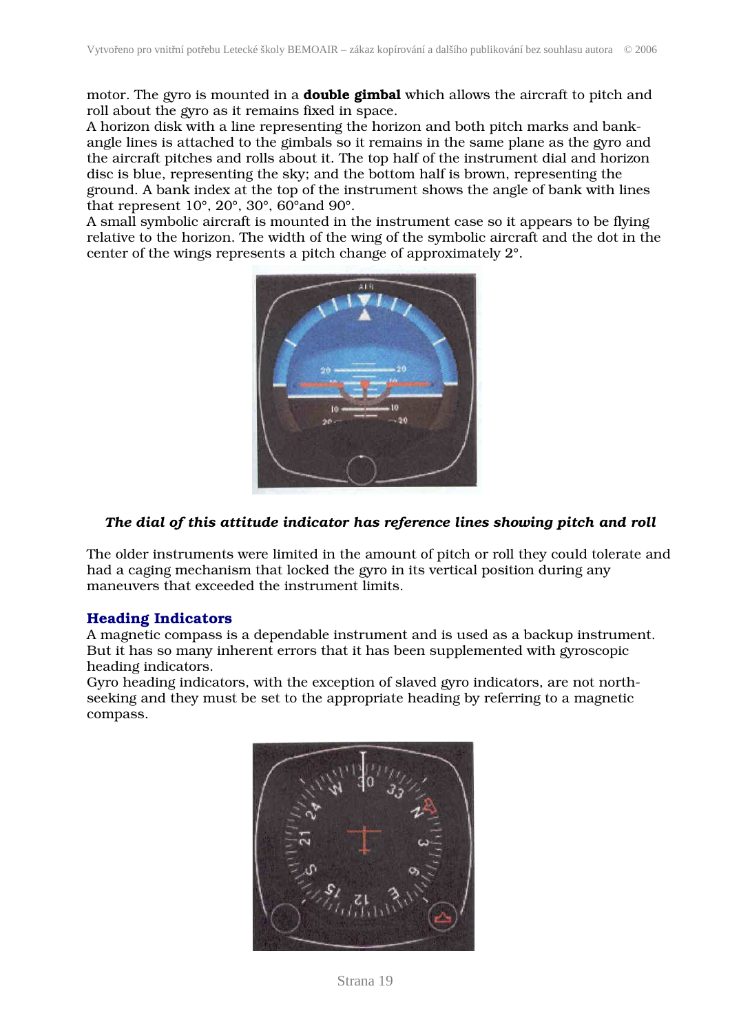motor. The gyro is mounted in a **double gimbal** which allows the aircraft to pitch and roll about the gyro as it remains fixed in space.
A horizon disk with a line representing the horizon and both pitch marks and bank-angle lines is attached to the gimbals so it remains in the same plane as the gyro and the aircraft pitches and rolls about it. The top half of the instrument dial and horizon disc is blue, representing the sky; and the bottom half is brown, representing the ground. A bank index at the top of the instrument shows the angle of bank with lines that represent 10°, 20°, 30°, 60°and 90°.
A small symbolic aircraft is mounted in the instrument case so it appears to be flying relative to the horizon. The width of the wing of the symbolic aircraft and the dot in the center of the wings represents a pitch change of approximately 2°.

***The dial of this attitude indicator has reference lines showing pitch and roll***

The older instruments were limited in the amount of pitch or roll they could tolerate and had a caging mechanism that locked the gyro in its vertical position during any maneuvers that exceeded the instrument limits.

### Heading Indicators

A magnetic compass is a dependable instrument and is used as a backup instrument. But it has so many inherent errors that it has been supplemented with gyroscopic heading indicators.
Gyro heading indicators, with the exception of slaved gyro indicators, are not north-seeking and they must be set to the appropriate heading by referring to a magnetic compass.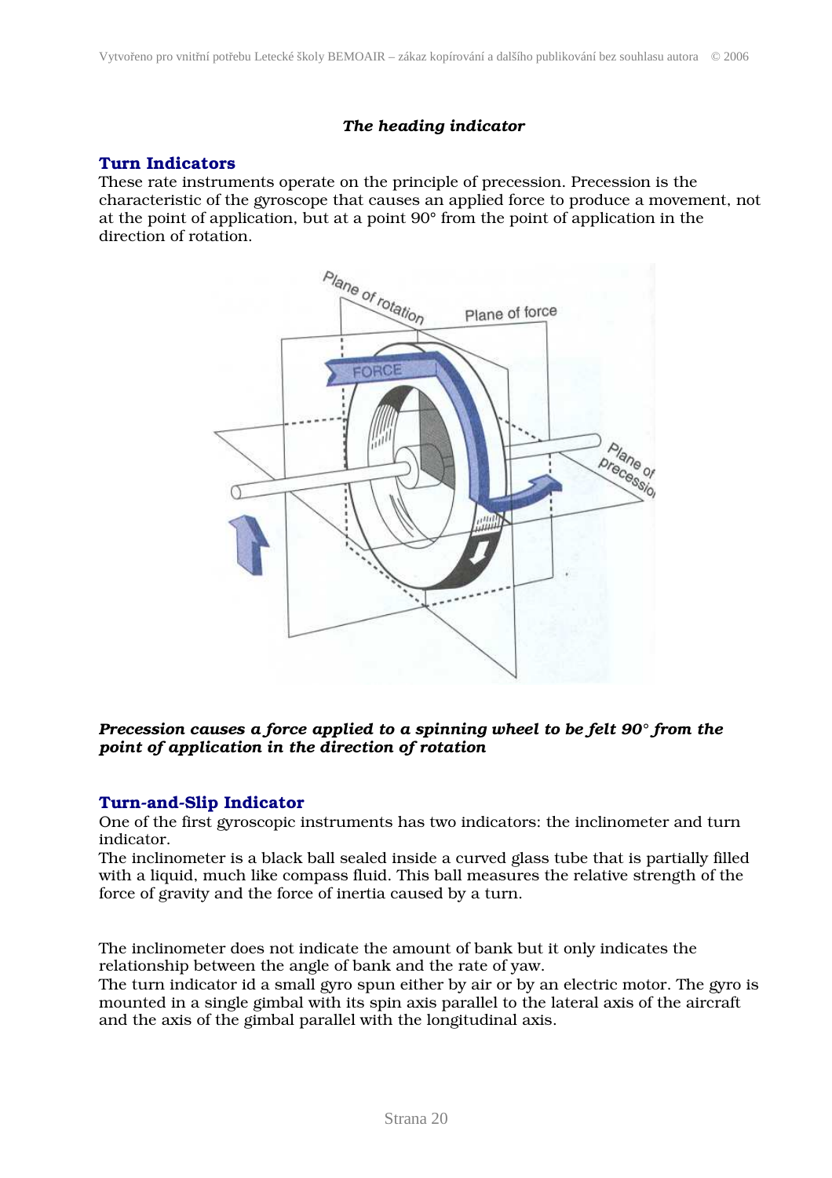*The heading indicator*

## Turn Indicators

These rate instruments operate on the principle of precession. Precession is the characteristic of the gyroscope that causes an applied force to produce a movement, not at the point of application, but at a point 90° from the point of application in the direction of rotation.

***Precession causes a force applied to a spinning wheel to be felt 90° from the point of application in the direction of rotation***

## Turn-and-Slip Indicator

One of the first gyroscopic instruments has two indicators: the inclinometer and turn indicator.

The inclinometer is a black ball sealed inside a curved glass tube that is partially filled with a liquid, much like compass fluid. This ball measures the relative strength of the force of gravity and the force of inertia caused by a turn.

The inclinometer does not indicate the amount of bank but it only indicates the relationship between the angle of bank and the rate of yaw.

The turn indicator id a small gyro spun either by air or by an electric motor. The gyro is mounted in a single gimbal with its spin axis parallel to the lateral axis of the aircraft and the axis of the gimbal parallel with the longitudinal axis.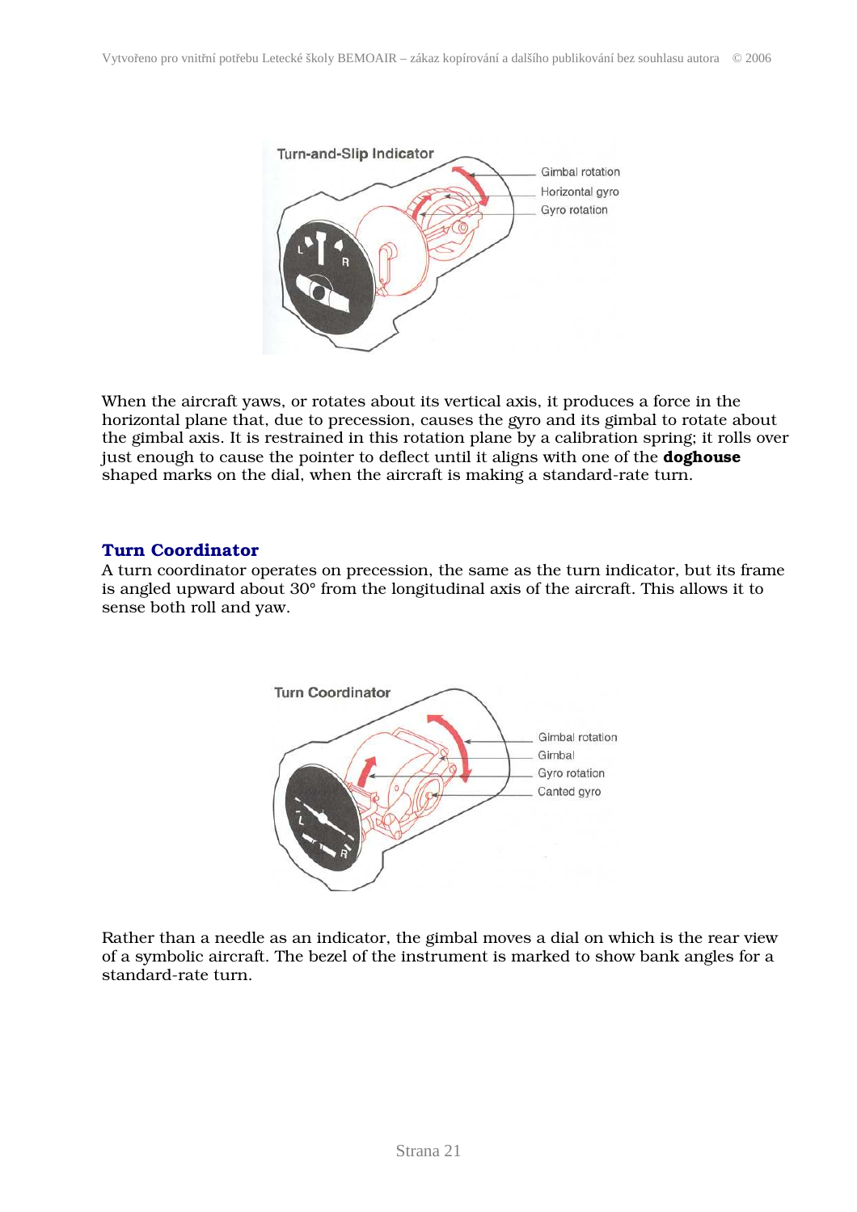When the aircraft yaws, or rotates about its vertical axis, it produces a force in the horizontal plane that, due to precession, causes the gyro and its gimbal to rotate about the gimbal axis. It is restrained in this rotation plane by a calibration spring; it rolls over just enough to cause the pointer to deflect until it aligns with one of the **doghouse** shaped marks on the dial, when the aircraft is making a standard-rate turn.

## Turn Coordinator

A turn coordinator operates on precession, the same as the turn indicator, but its frame is angled upward about 30° from the longitudinal axis of the aircraft. This allows it to sense both roll and yaw.

Rather than a needle as an indicator, the gimbal moves a dial on which is the rear view of a symbolic aircraft. The bezel of the instrument is marked to show bank angles for a standard-rate turn.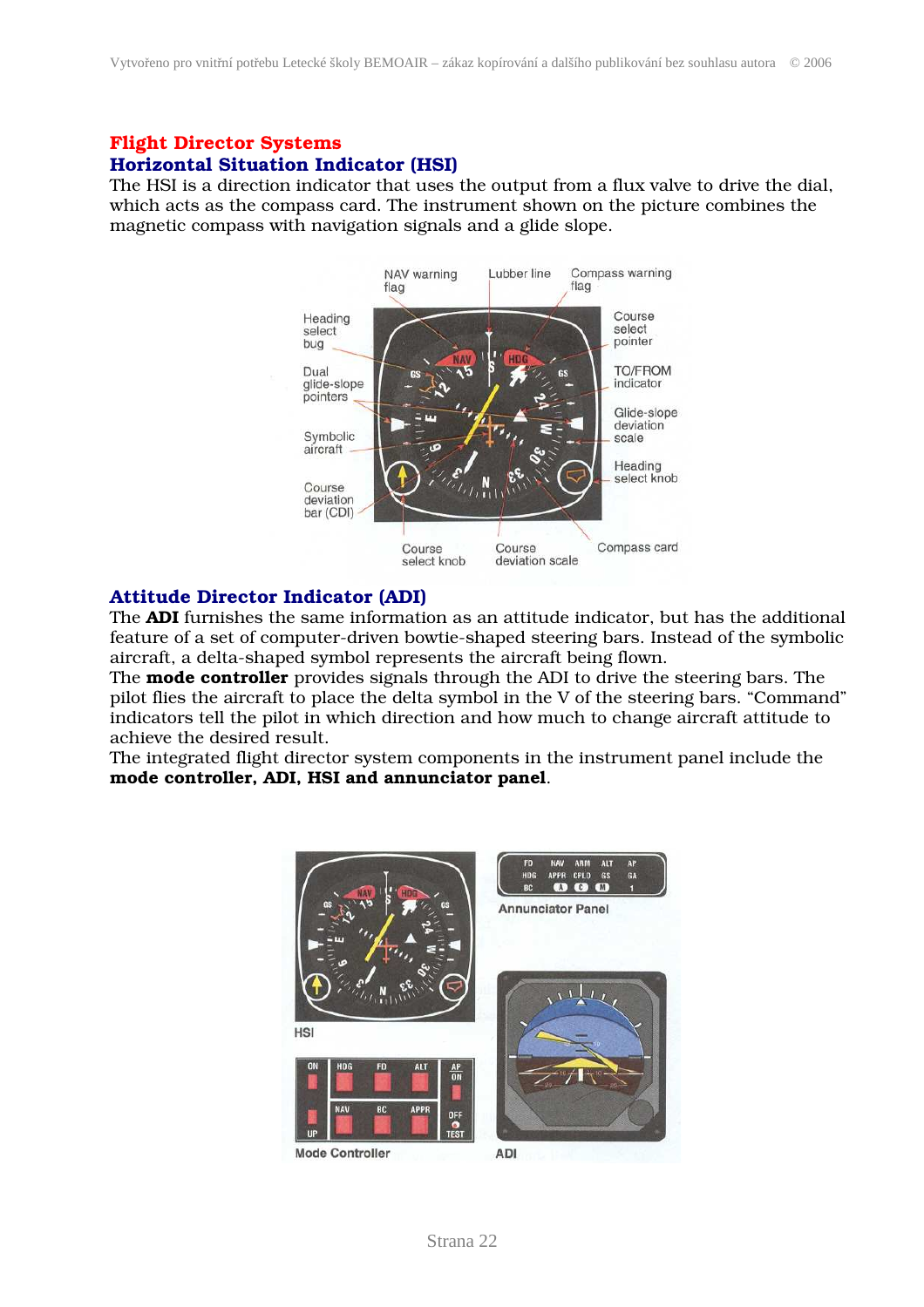# Flight Director Systems

## Horizontal Situation Indicator (HSI)

The HSI is a direction indicator that uses the output from a flux valve to drive the dial, which acts as the compass card. The instrument shown on the picture combines the magnetic compass with navigation signals and a glide slope.

## Attitude Director Indicator (ADI)

The **ADI** furnishes the same information as an attitude indicator, but has the additional feature of a set of computer-driven bowtie-shaped steering bars. Instead of the symbolic aircraft, a delta-shaped symbol represents the aircraft being flown.

The **mode controller** provides signals through the ADI to drive the steering bars. The pilot flies the aircraft to place the delta symbol in the V of the steering bars. "Command" indicators tell the pilot in which direction and how much to change aircraft attitude to achieve the desired result.

The integrated flight director system components in the instrument panel include the **mode controller, ADI, HSI and annunciator panel**.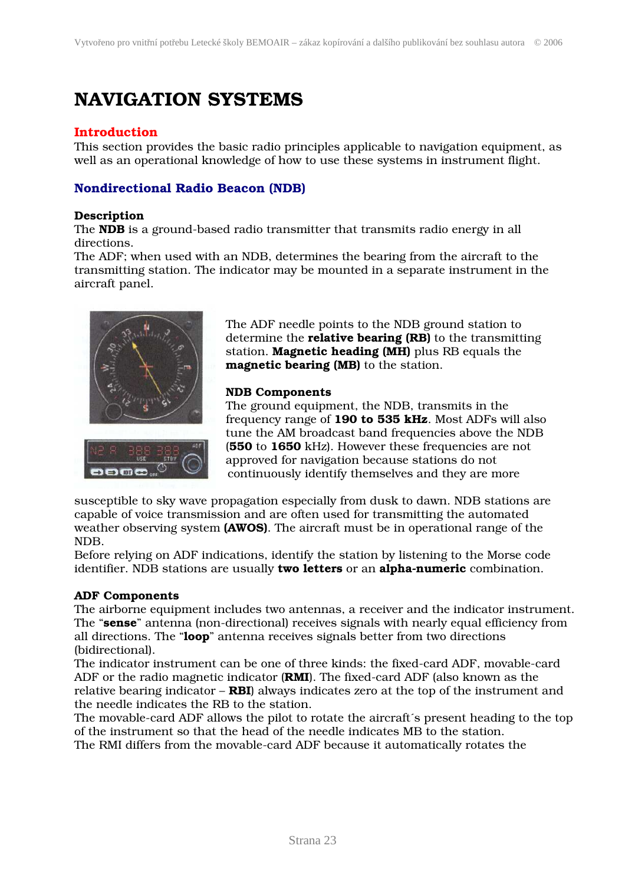# NAVIGATION SYSTEMS

## Introduction

This section provides the basic radio principles applicable to navigation equipment, as well as an operational knowledge of how to use these systems in instrument flight.

## Nondirectional Radio Beacon (NDB)

### Description

The **NDB** is a ground-based radio transmitter that transmits radio energy in all directions.

The ADF; when used with an NDB, determines the bearing from the aircraft to the transmitting station. The indicator may be mounted in a separate instrument in the aircraft panel.

The ADF needle points to the NDB ground station to determine the **relative bearing (RB)** to the transmitting station. **Magnetic heading (MH)** plus RB equals the **magnetic bearing (MB)** to the station.

### NDB Components

The ground equipment, the NDB, transmits in the frequency range of **190 to 535 kHz**. Most ADFs will also tune the AM broadcast band frequencies above the NDB (**550** to **1650** kHz). However these frequencies are not approved for navigation because stations do not continuously identify themselves and they are more susceptible to sky wave propagation especially from dusk to dawn. NDB stations are capable of voice transmission and are often used for transmitting the automated weather observing system **(AWOS)**. The aircraft must be in operational range of the NDB.

Before relying on ADF indications, identify the station by listening to the Morse code identifier. NDB stations are usually **two letters** or an **alpha-numeric** combination.

### ADF Components

The airborne equipment includes two antennas, a receiver and the indicator instrument. The “**sense**” antenna (non-directional) receives signals with nearly equal efficiency from all directions. The “**loop**” antenna receives signals better from two directions (bidirectional).

The indicator instrument can be one of three kinds: the fixed-card ADF, movable-card ADF or the radio magnetic indicator (**RMI**). The fixed-card ADF (also known as the relative bearing indicator – **RBI**) always indicates zero at the top of the instrument and the needle indicates the RB to the station.

The movable-card ADF allows the pilot to rotate the aircraft´s present heading to the top of the instrument so that the head of the needle indicates MB to the station.

The RMI differs from the movable-card ADF because it automatically rotates the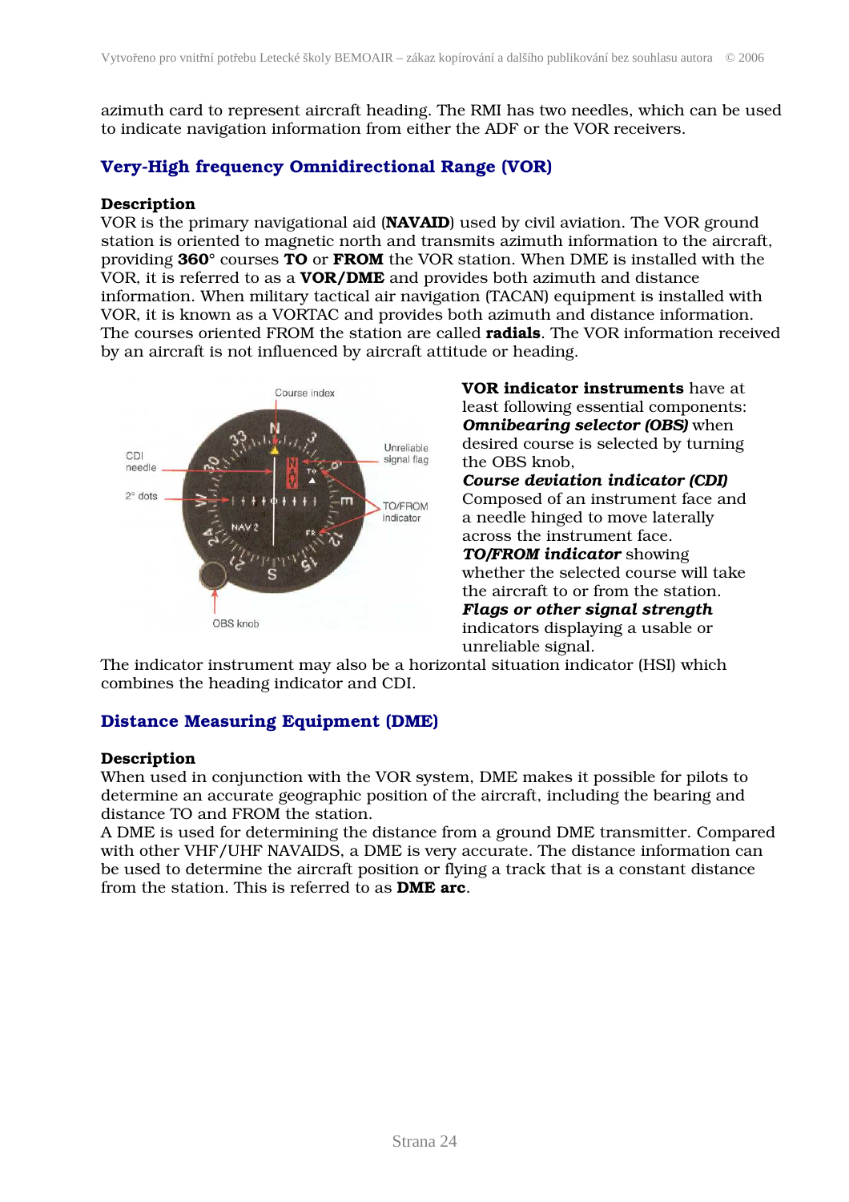azimuth card to represent aircraft heading. The RMI has two needles, which can be used to indicate navigation information from either the ADF or the VOR receivers.

## Very-High frequency Omnidirectional Range (VOR)

**Description**

VOR is the primary navigational aid (**NAVAID**) used by civil aviation. The VOR ground station is oriented to magnetic north and transmits azimuth information to the aircraft, providing **360°** courses **TO** or **FROM** the VOR station. When DME is installed with the VOR, it is referred to as a **VOR/DME** and provides both azimuth and distance information. When military tactical air navigation (TACAN) equipment is installed with VOR, it is known as a VORTAC and provides both azimuth and distance information. The courses oriented FROM the station are called **radials**. The VOR information received by an aircraft is not influenced by aircraft attitude or heading.

**VOR indicator instruments** have at least following essential components:

***Omnibearing selector (OBS)*** when desired course is selected by turning the OBS knob,

***Course deviation indicator (CDI)*** Composed of an instrument face and a needle hinged to move laterally across the instrument face.

***TO/FROM indicator*** showing whether the selected course will take the aircraft to or from the station.

***Flags or other signal strength*** indicators displaying a usable or unreliable signal.

The indicator instrument may also be a horizontal situation indicator (HSI) which combines the heading indicator and CDI.

## Distance Measuring Equipment (DME)

**Description**

When used in conjunction with the VOR system, DME makes it possible for pilots to determine an accurate geographic position of the aircraft, including the bearing and distance TO and FROM the station.

A DME is used for determining the distance from a ground DME transmitter. Compared with other VHF/UHF NAVAIDS, a DME is very accurate. The distance information can be used to determine the aircraft position or flying a track that is a constant distance from the station. This is referred to as **DME arc**.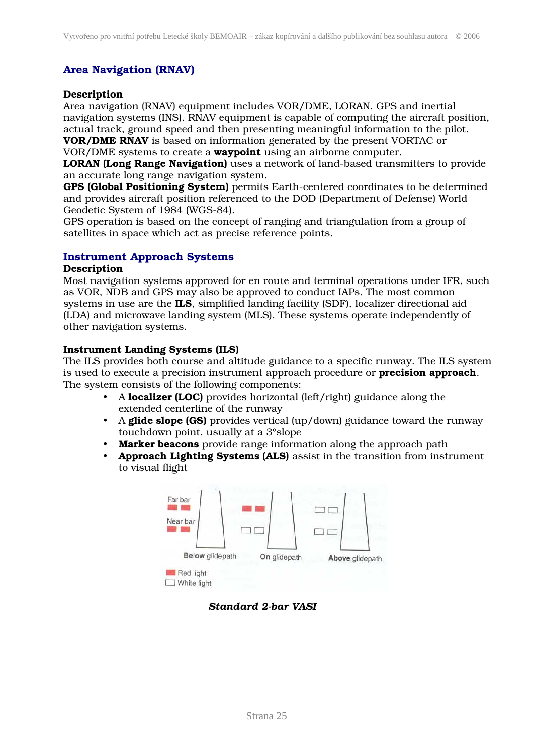## Area Navigation (RNAV)

**Description**
Area navigation (RNAV) equipment includes VOR/DME, LORAN, GPS and inertial navigation systems (INS). RNAV equipment is capable of computing the aircraft position, actual track, ground speed and then presenting meaningful information to the pilot.
**VOR/DME RNAV** is based on information generated by the present VORTAC or VOR/DME systems to create a **waypoint** using an airborne computer.
**LORAN (Long Range Navigation)** uses a network of land-based transmitters to provide an accurate long range navigation system.
**GPS (Global Positioning System)** permits Earth-centered coordinates to be determined and provides aircraft position referenced to the DOD (Department of Defense) World Geodetic System of 1984 (WGS-84).
GPS operation is based on the concept of ranging and triangulation from a group of satellites in space which act as precise reference points.

## Instrument Approach Systems

**Description**
Most navigation systems approved for en route and terminal operations under IFR, such as VOR, NDB and GPS may also be approved to conduct IAPs. The most common systems in use are the **ILS**, simplified landing facility (SDF), localizer directional aid (LDA) and microwave landing system (MLS). These systems operate independently of other navigation systems.

**Instrument Landing Systems (ILS)**
The ILS provides both course and altitude guidance to a specific runway. The ILS system is used to execute a precision instrument approach procedure or **precision approach**. The system consists of the following components:

- A **localizer (LOC)** provides horizontal (left/right) guidance along the extended centerline of the runway
- A **glide slope (GS)** provides vertical (up/down) guidance toward the runway touchdown point, usually at a 3°slope
- **Marker beacons** provide range information along the approach path
- **Approach Lighting Systems (ALS)** assist in the transition from instrument to visual flight

Far bar
Near bar
Below glidepath
On glidepath
Above glidepath
Red light
White light

***Standard 2-bar VASI***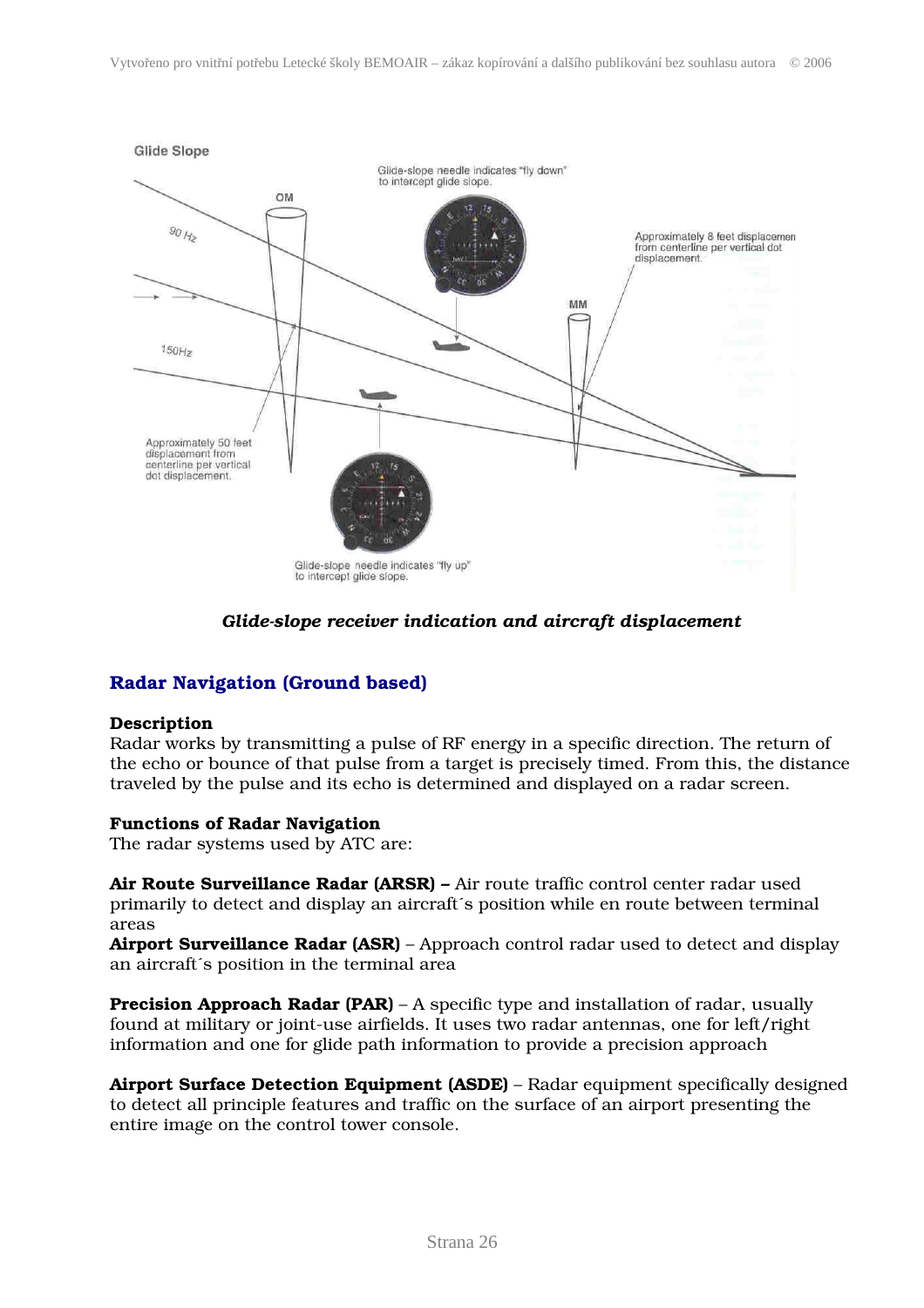*Glide-slope receiver indication and aircraft displacement*

## Radar Navigation (Ground based)

**Description**

Radar works by transmitting a pulse of RF energy in a specific direction. The return of the echo or bounce of that pulse from a target is precisely timed. From this, the distance traveled by the pulse and its echo is determined and displayed on a radar screen.

**Functions of Radar Navigation**

The radar systems used by ATC are:

**Air Route Surveillance Radar (ARSR) –** Air route traffic control center radar used primarily to detect and display an aircraft´s position while en route between terminal areas

**Airport Surveillance Radar (ASR)** – Approach control radar used to detect and display an aircraft´s position in the terminal area

**Precision Approach Radar (PAR)** – A specific type and installation of radar, usually found at military or joint-use airfields. It uses two radar antennas, one for left/right information and one for glide path information to provide a precision approach

**Airport Surface Detection Equipment (ASDE)** – Radar equipment specifically designed to detect all principle features and traffic on the surface of an airport presenting the entire image on the control tower console.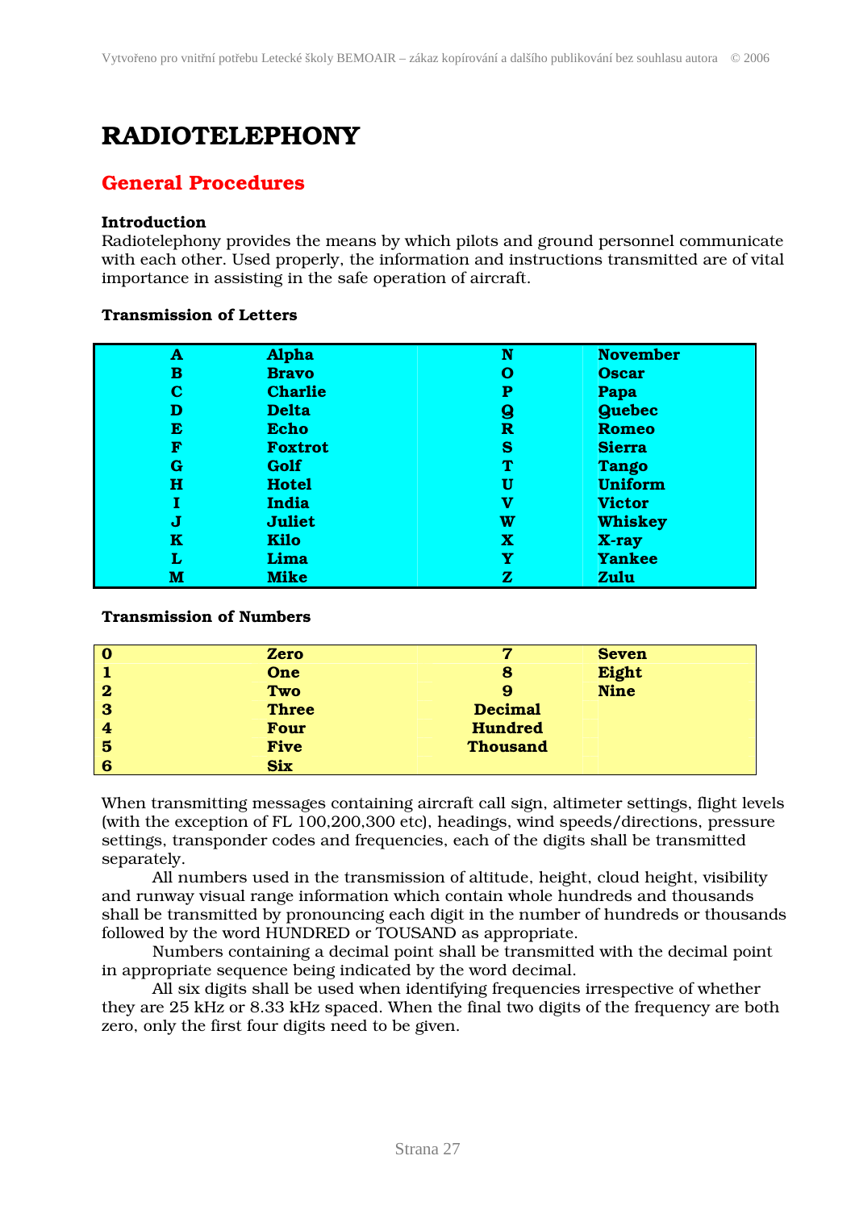# RADIOTELEPHONY

## General Procedures

**Introduction**

Radiotelephony provides the means by which pilots and ground personnel communicate with each other. Used properly, the information and instructions transmitted are of vital importance in assisting in the safe operation of aircraft.

**Transmission of Letters**

| | | | |
|---|---|---|---|
| **A** | **Alpha** | **N** | **November** |
| **B** | **Bravo** | **O** | **Oscar** |
| **C** | **Charlie** | **P** | **Papa** |
| **D** | **Delta** | **Q** | **Quebec** |
| **E** | **Echo** | **R** | **Romeo** |
| **F** | **Foxtrot** | **S** | **Sierra** |
| **G** | **Golf** | **T** | **Tango** |
| **H** | **Hotel** | **U** | **Uniform** |
| **I** | **India** | **V** | **Victor** |
| **J** | **Juliet** | **W** | **Whiskey** |
| **K** | **Kilo** | **X** | **X-ray** |
| **L** | **Lima** | **Y** | **Yankee** |
| **M** | **Mike** | **Z** | **Zulu** |

**Transmission of Numbers**

| | | | |
|---|---|---|---|
| **0** | **Zero** | **7** | **Seven** |
| **1** | **One** | **8** | **Eight** |
| **2** | **Two** | **9** | **Nine** |
| **3** | **Three** | **Decimal** | |
| **4** | **Four** | **Hundred** | |
| **5** | **Five** | **Thousand** | |
| **6** | **Six** | | |

When transmitting messages containing aircraft call sign, altimeter settings, flight levels (with the exception of FL 100,200,300 etc), headings, wind speeds/directions, pressure settings, transponder codes and frequencies, each of the digits shall be transmitted separately.

All numbers used in the transmission of altitude, height, cloud height, visibility and runway visual range information which contain whole hundreds and thousands shall be transmitted by pronouncing each digit in the number of hundreds or thousands followed by the word HUNDRED or TOUSAND as appropriate.

Numbers containing a decimal point shall be transmitted with the decimal point in appropriate sequence being indicated by the word decimal.

All six digits shall be used when identifying frequencies irrespective of whether they are 25 kHz or 8.33 kHz spaced. When the final two digits of the frequency are both zero, only the first four digits need to be given.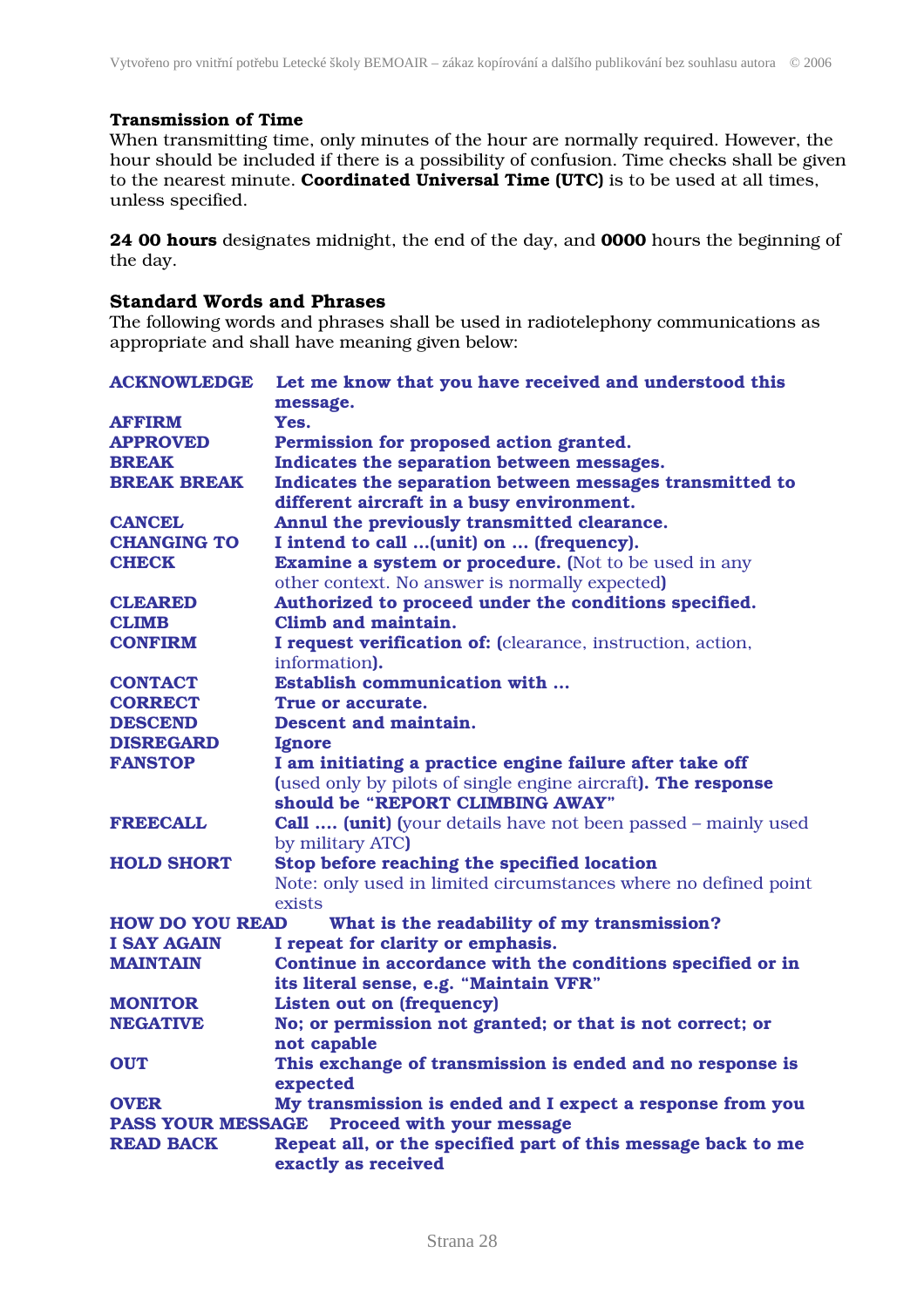**Transmission of Time**

When transmitting time, only minutes of the hour are normally required. However, the hour should be included if there is a possibility of confusion. Time checks shall be given to the nearest minute. **Coordinated Universal Time (UTC)** is to be used at all times, unless specified.

**24 00 hours** designates midnight, the end of the day, and **0000** hours the beginning of the day.

**Standard Words and Phrases**

The following words and phrases shall be used in radiotelephony communications as appropriate and shall have meaning given below:

| | |
|---|---|
| **ACKNOWLEDGE** | **Let me know that you have received and understood this message.** |
| **AFFIRM** | **Yes.** |
| **APPROVED** | **Permission for proposed action granted.** |
| **BREAK** | **Indicates the separation between messages.** |
| **BREAK BREAK** | **Indicates the separation between messages transmitted to different aircraft in a busy environment.** |
| **CANCEL** | **Annul the previously transmitted clearance.** |
| **CHANGING TO** | **I intend to call …(unit) on … (frequency).** |
| **CHECK** | **Examine a system or procedure. (**Not to be used in any other context. No answer is normally expected**)** |
| **CLEARED** | **Authorized to proceed under the conditions specified.** |
| **CLIMB** | **Climb and maintain.** |
| **CONFIRM** | **I request verification of: (**clearance, instruction, action, information**).** |
| **CONTACT** | **Establish communication with …** |
| **CORRECT** | **True or accurate.** |
| **DESCEND** | **Descent and maintain.** |
| **DISREGARD** | **Ignore** |
| **FANSTOP** | **I am initiating a practice engine failure after take off (**used only by pilots of single engine aircraft**). The response should be "REPORT CLIMBING AWAY"** |
| **FREECALL** | **Call …. (unit) (**your details have not been passed – mainly used by military ATC**)** |
| **HOLD SHORT** | **Stop before reaching the specified location** Note: only used in limited circumstances where no defined point exists |
| **HOW DO YOU READ** | **What is the readability of my transmission?** |
| **I SAY AGAIN** | **I repeat for clarity or emphasis.** |
| **MAINTAIN** | **Continue in accordance with the conditions specified or in its literal sense, e.g. "Maintain VFR"** |
| **MONITOR** | **Listen out on (frequency)** |
| **NEGATIVE** | **No; or permission not granted; or that is not correct; or not capable** |
| **OUT** | **This exchange of transmission is ended and no response is expected** |
| **OVER** | **My transmission is ended and I expect a response from you** |
| **PASS YOUR MESSAGE** | **Proceed with your message** |
| **READ BACK** | **Repeat all, or the specified part of this message back to me exactly as received** |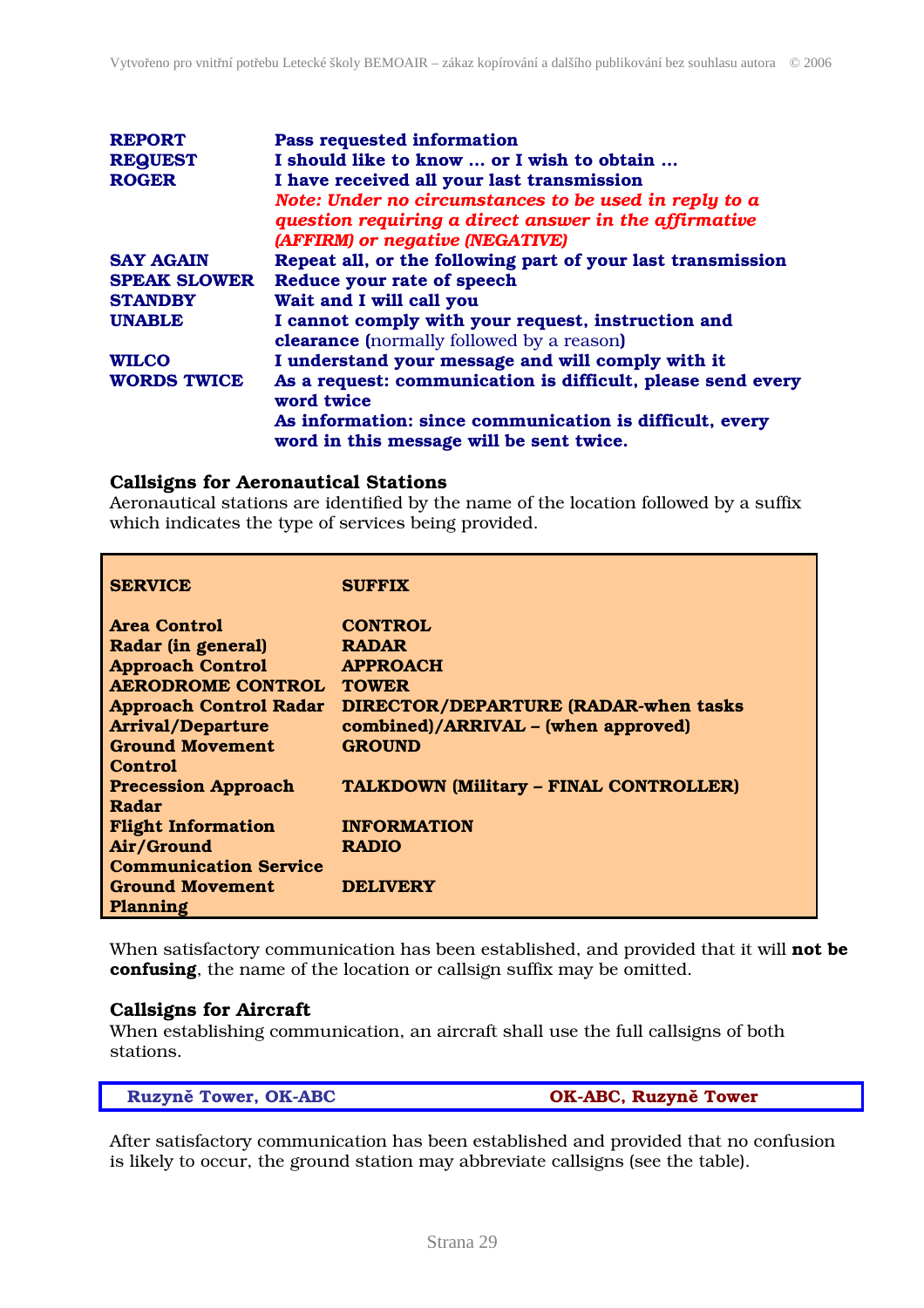| | |
|---|---|
| **REPORT** | **Pass requested information** |
| **REQUEST** | **I should like to know … or I wish to obtain …** |
| **ROGER** | **I have received all your last transmission**<br>***Note: Under no circumstances to be used in reply to a question requiring a direct answer in the affirmative (AFFIRM) or negative (NEGATIVE)*** |
| **SAY AGAIN** | **Repeat all, or the following part of your last transmission** |
| **SPEAK SLOWER** | **Reduce your rate of speech** |
| **STANDBY** | **Wait and I will call you** |
| **UNABLE** | **I cannot comply with your request, instruction and clearance** (normally followed by a reason**)** |
| **WILCO** | **I understand your message and will comply with it** |
| **WORDS TWICE** | **As a request: communication is difficult, please send every word twice**<br>**As information: since communication is difficult, every word in this message will be sent twice.** |

### Callsigns for Aeronautical Stations

Aeronautical stations are identified by the name of the location followed by a suffix which indicates the type of services being provided.

| SERVICE | SUFFIX |
|---|---|
| **Area Control** | **CONTROL** |
| **Radar (in general)** | **RADAR** |
| **Approach Control** | **APPROACH** |
| **AERODROME CONTROL** | **TOWER** |
| **Approach Control Radar Arrival/Departure** | **DIRECTOR/DEPARTURE (RADAR-when tasks combined)/ARRIVAL – (when approved)** |
| **Ground Movement Control** | **GROUND** |
| **Precession Approach Radar** | **TALKDOWN (Military – FINAL CONTROLLER)** |
| **Flight Information** | **INFORMATION** |
| **Air/Ground Communication Service** | **RADIO** |
| **Ground Movement Planning** | **DELIVERY** |

When satisfactory communication has been established, and provided that it will **not be confusing**, the name of the location or callsign suffix may be omitted.

### Callsigns for Aircraft

When establishing communication, an aircraft shall use the full callsigns of both stations.

| | |
|---|---|
| **Ruzyně Tower, OK-ABC** | **OK-ABC, Ruzyně Tower** |

After satisfactory communication has been established and provided that no confusion is likely to occur, the ground station may abbreviate callsigns (see the table).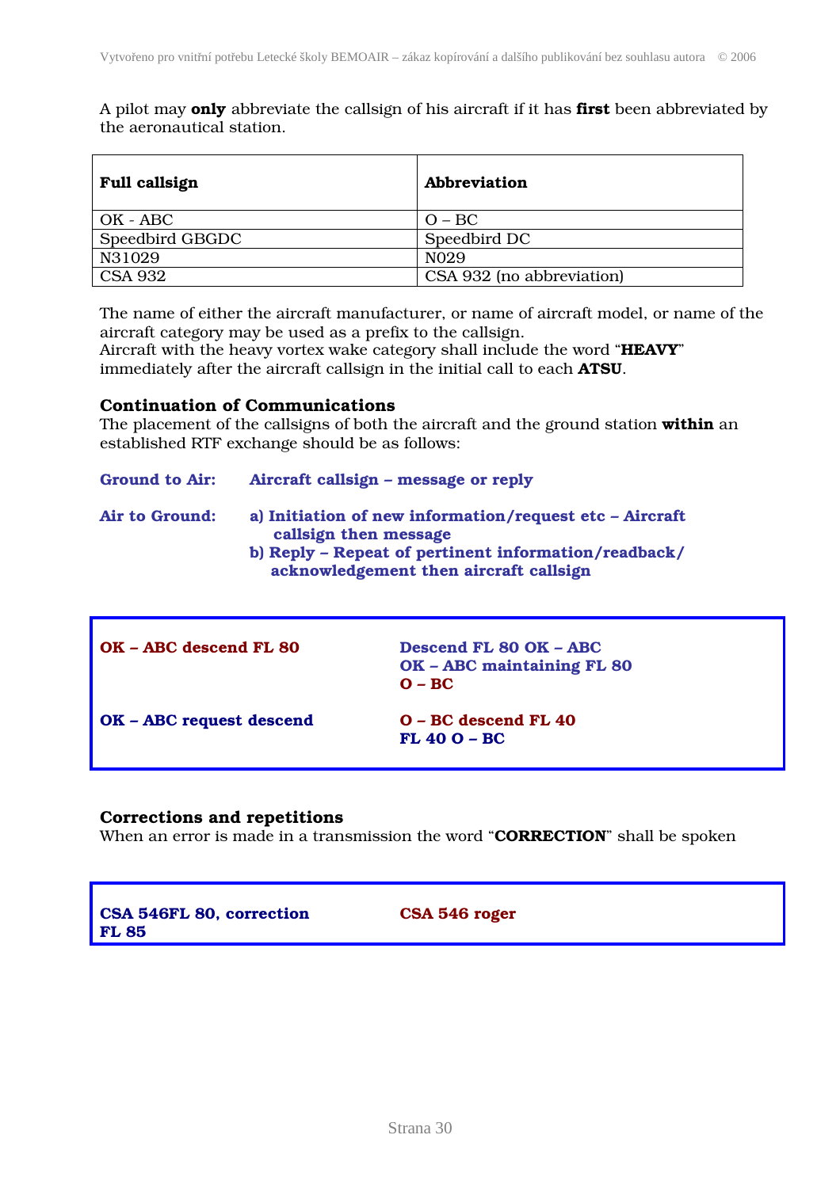A pilot may **only** abbreviate the callsign of his aircraft if it has **first** been abbreviated by the aeronautical station.

| **Full callsign** | **Abbreviation** |
|---|---|
| OK - ABC | O – BC |
| Speedbird GBGDC | Speedbird DC |
| N31029 | N029 |
| CSA 932 | CSA 932 (no abbreviation) |

The name of either the aircraft manufacturer, or name of aircraft model, or name of the aircraft category may be used as a prefix to the callsign.
Aircraft with the heavy vortex wake category shall include the word "**HEAVY**" immediately after the aircraft callsign in the initial call to each **ATSU**.

### Continuation of Communications

The placement of the callsigns of both the aircraft and the ground station **within** an established RTF exchange should be as follows:

**Ground to Air:** **Aircraft callsign – message or reply**

**Air to Ground:**
**a) Initiation of new information/request etc – Aircraft callsign then message**
**b) Reply – Repeat of pertinent information/readback/ acknowledgement then aircraft callsign**

| | |
|---|---|
| **OK – ABC descend FL 80** | **Descend FL 80 OK – ABC**<br>**OK – ABC maintaining FL 80**<br>**O – BC** |
| **OK – ABC request descend** | **O – BC descend FL 40**<br>**FL 40 O – BC** |

### Corrections and repetitions

When an error is made in a transmission the word "**CORRECTION**" shall be spoken

| | |
|---|---|
| **CSA 546FL 80, correction FL 85** | **CSA 546 roger** |